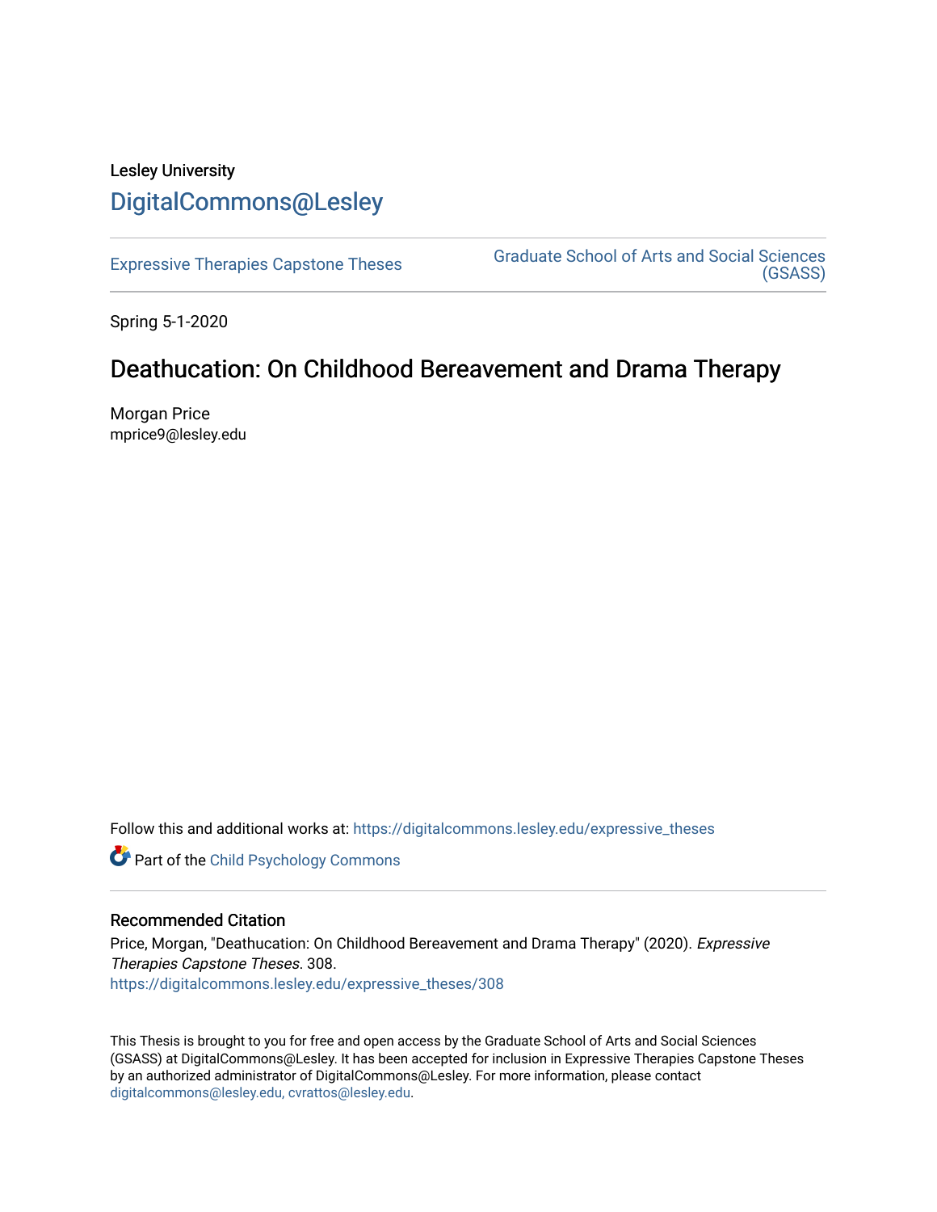Lesley University

DigitalCommons@Lesley

Expressive Therapies Capstone Theses

Graduate School of Arts and Social Sciences (GSASS)

Spring 5-1-2020

# Deathucation: On Childhood Bereavement and Drama Therapy

Morgan Price
mprice9@lesley.edu

Follow this and additional works at: https://digitalcommons.lesley.edu/expressive_theses

Part of the Child Psychology Commons

## Recommended Citation

Price, Morgan, "Deathucation: On Childhood Bereavement and Drama Therapy" (2020). *Expressive Therapies Capstone Theses*. 308.
https://digitalcommons.lesley.edu/expressive_theses/308

This Thesis is brought to you for free and open access by the Graduate School of Arts and Social Sciences (GSASS) at DigitalCommons@Lesley. It has been accepted for inclusion in Expressive Therapies Capstone Theses by an authorized administrator of DigitalCommons@Lesley. For more information, please contact digitalcommons@lesley.edu, cvrattos@lesley.edu.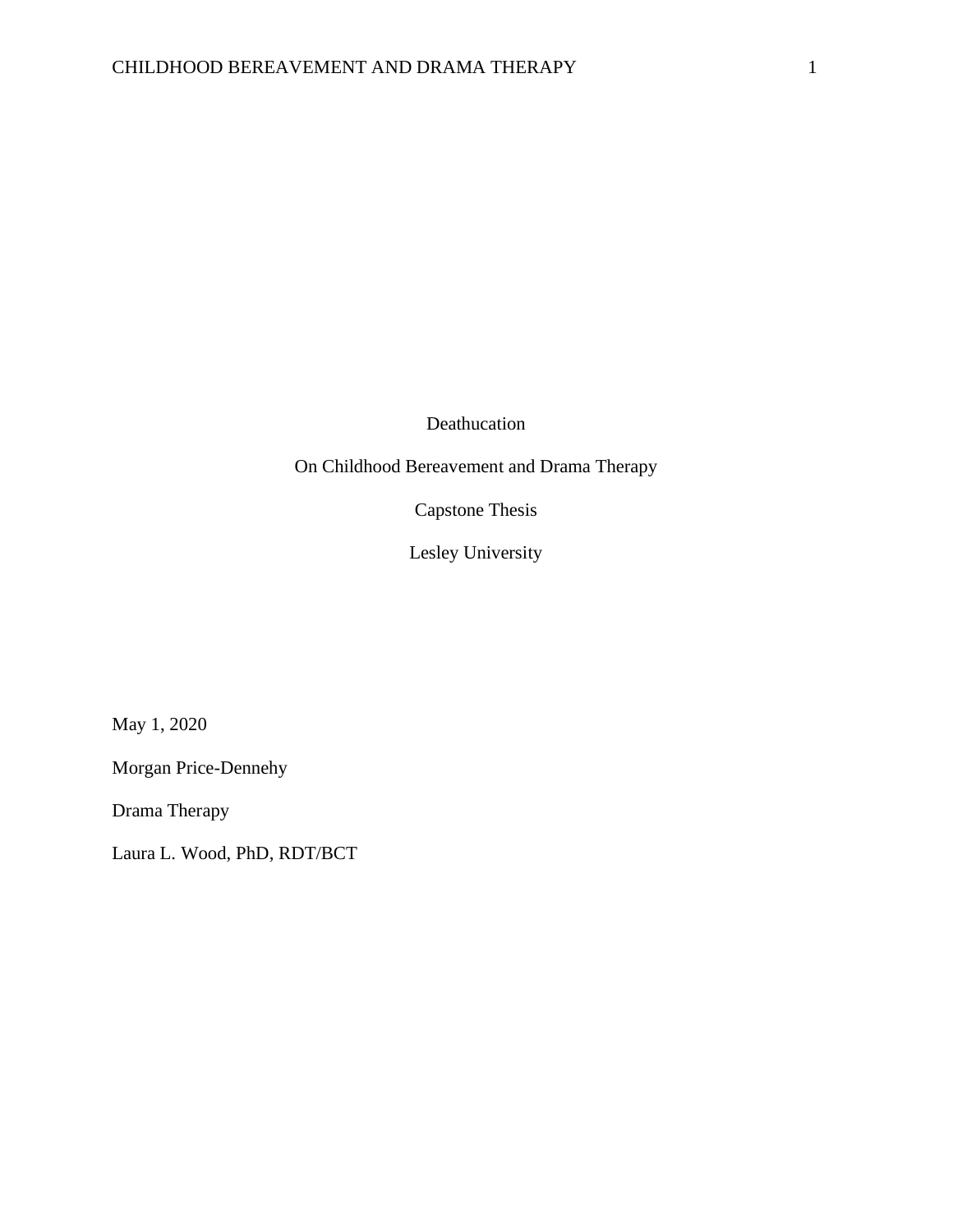Deathucation

On Childhood Bereavement and Drama Therapy

Capstone Thesis

Lesley University

May 1, 2020

Morgan Price-Dennehy

Drama Therapy

Laura L. Wood, PhD, RDT/BCT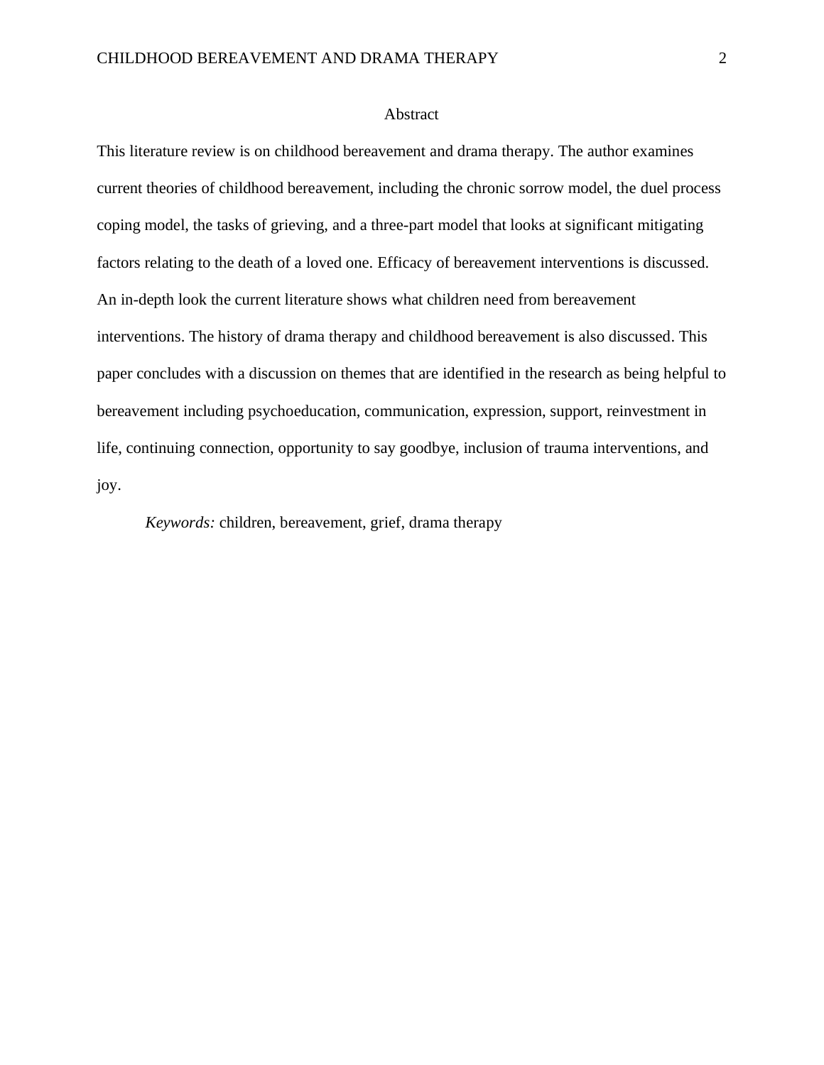# Abstract

This literature review is on childhood bereavement and drama therapy. The author examines current theories of childhood bereavement, including the chronic sorrow model, the duel process coping model, the tasks of grieving, and a three-part model that looks at significant mitigating factors relating to the death of a loved one. Efficacy of bereavement interventions is discussed. An in-depth look the current literature shows what children need from bereavement interventions. The history of drama therapy and childhood bereavement is also discussed. This paper concludes with a discussion on themes that are identified in the research as being helpful to bereavement including psychoeducation, communication, expression, support, reinvestment in life, continuing connection, opportunity to say goodbye, inclusion of trauma interventions, and joy.

*Keywords:* children, bereavement, grief, drama therapy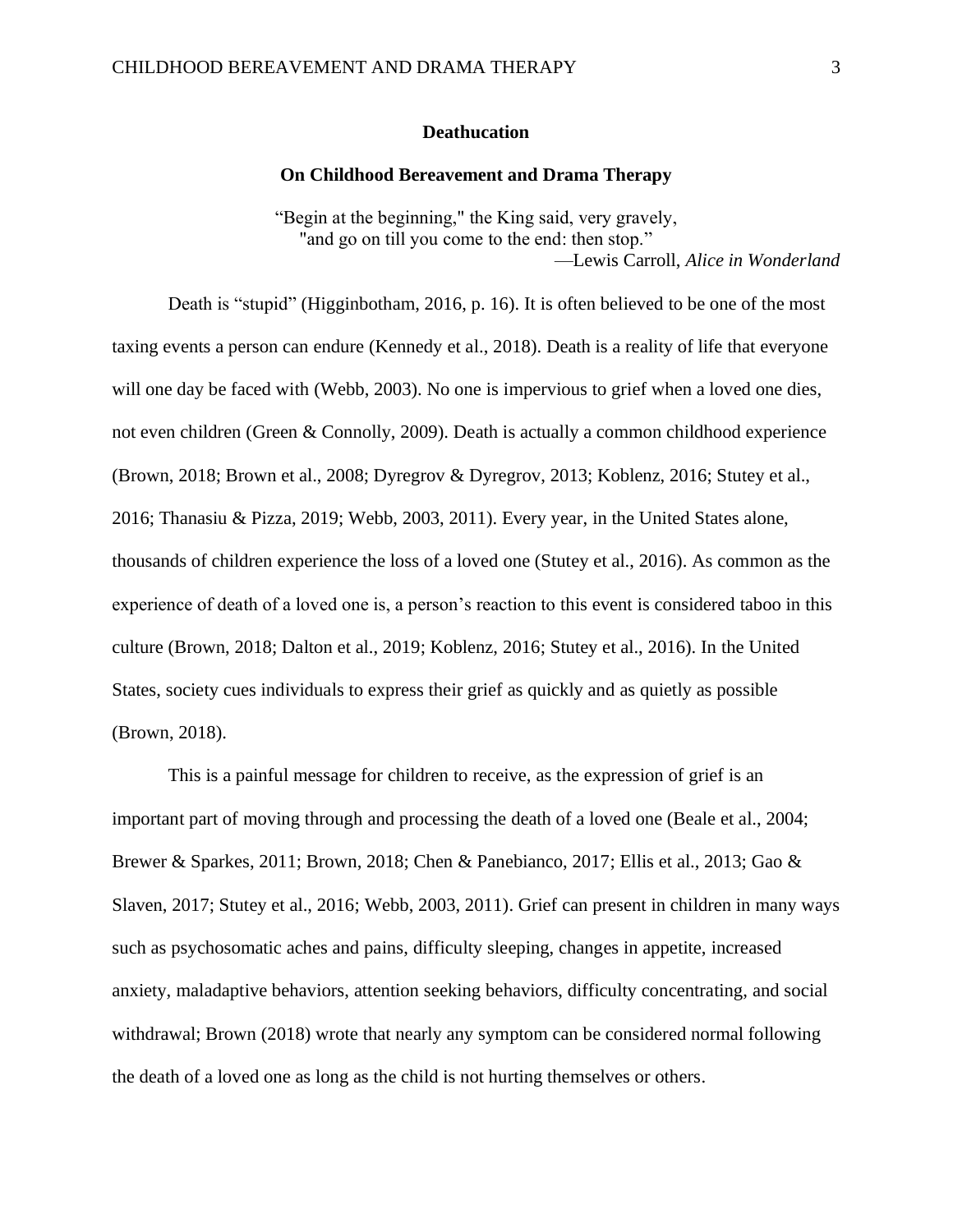# Deathucation

## On Childhood Bereavement and Drama Therapy

> "Begin at the beginning," the King said, very gravely,
> "and go on till you come to the end: then stop."
> —Lewis Carroll, *Alice in Wonderland*

Death is "stupid" (Higginbotham, 2016, p. 16). It is often believed to be one of the most taxing events a person can endure (Kennedy et al., 2018). Death is a reality of life that everyone will one day be faced with (Webb, 2003). No one is impervious to grief when a loved one dies, not even children (Green & Connolly, 2009). Death is actually a common childhood experience (Brown, 2018; Brown et al., 2008; Dyregrov & Dyregrov, 2013; Koblenz, 2016; Stutey et al., 2016; Thanasiu & Pizza, 2019; Webb, 2003, 2011). Every year, in the United States alone, thousands of children experience the loss of a loved one (Stutey et al., 2016). As common as the experience of death of a loved one is, a person's reaction to this event is considered taboo in this culture (Brown, 2018; Dalton et al., 2019; Koblenz, 2016; Stutey et al., 2016). In the United States, society cues individuals to express their grief as quickly and as quietly as possible (Brown, 2018).

This is a painful message for children to receive, as the expression of grief is an important part of moving through and processing the death of a loved one (Beale et al., 2004; Brewer & Sparkes, 2011; Brown, 2018; Chen & Panebianco, 2017; Ellis et al., 2013; Gao & Slaven, 2017; Stutey et al., 2016; Webb, 2003, 2011). Grief can present in children in many ways such as psychosomatic aches and pains, difficulty sleeping, changes in appetite, increased anxiety, maladaptive behaviors, attention seeking behaviors, difficulty concentrating, and social withdrawal; Brown (2018) wrote that nearly any symptom can be considered normal following the death of a loved one as long as the child is not hurting themselves or others.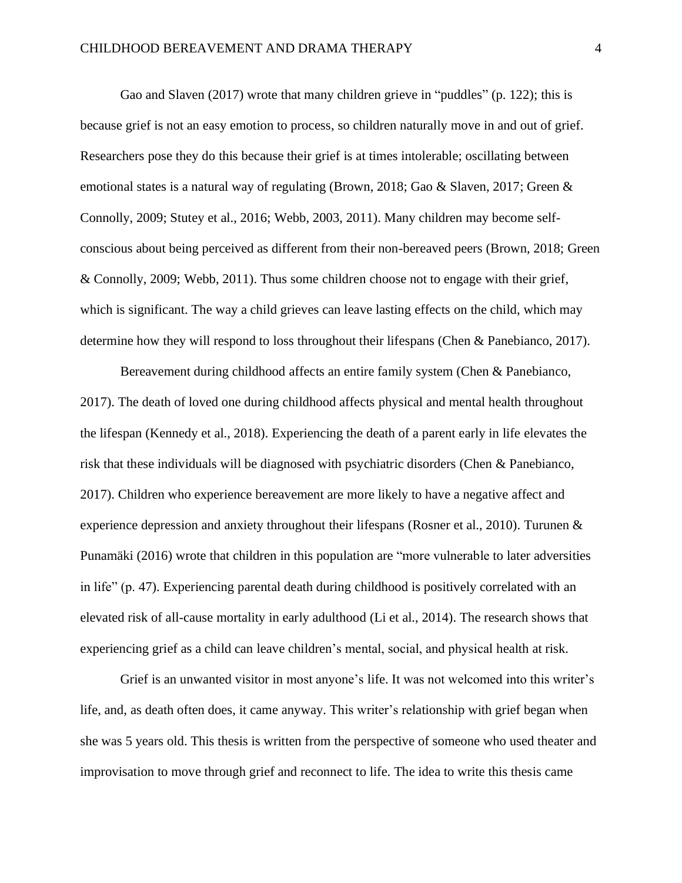Gao and Slaven (2017) wrote that many children grieve in "puddles" (p. 122); this is because grief is not an easy emotion to process, so children naturally move in and out of grief. Researchers pose they do this because their grief is at times intolerable; oscillating between emotional states is a natural way of regulating (Brown, 2018; Gao & Slaven, 2017; Green & Connolly, 2009; Stutey et al., 2016; Webb, 2003, 2011). Many children may become self-conscious about being perceived as different from their non-bereaved peers (Brown, 2018; Green & Connolly, 2009; Webb, 2011). Thus some children choose not to engage with their grief, which is significant. The way a child grieves can leave lasting effects on the child, which may determine how they will respond to loss throughout their lifespans (Chen & Panebianco, 2017).

Bereavement during childhood affects an entire family system (Chen & Panebianco, 2017). The death of loved one during childhood affects physical and mental health throughout the lifespan (Kennedy et al., 2018). Experiencing the death of a parent early in life elevates the risk that these individuals will be diagnosed with psychiatric disorders (Chen & Panebianco, 2017). Children who experience bereavement are more likely to have a negative affect and experience depression and anxiety throughout their lifespans (Rosner et al., 2010). Turunen & Punamäki (2016) wrote that children in this population are "more vulnerable to later adversities in life" (p. 47). Experiencing parental death during childhood is positively correlated with an elevated risk of all-cause mortality in early adulthood (Li et al., 2014). The research shows that experiencing grief as a child can leave children's mental, social, and physical health at risk.

Grief is an unwanted visitor in most anyone's life. It was not welcomed into this writer's life, and, as death often does, it came anyway. This writer's relationship with grief began when she was 5 years old. This thesis is written from the perspective of someone who used theater and improvisation to move through grief and reconnect to life. The idea to write this thesis came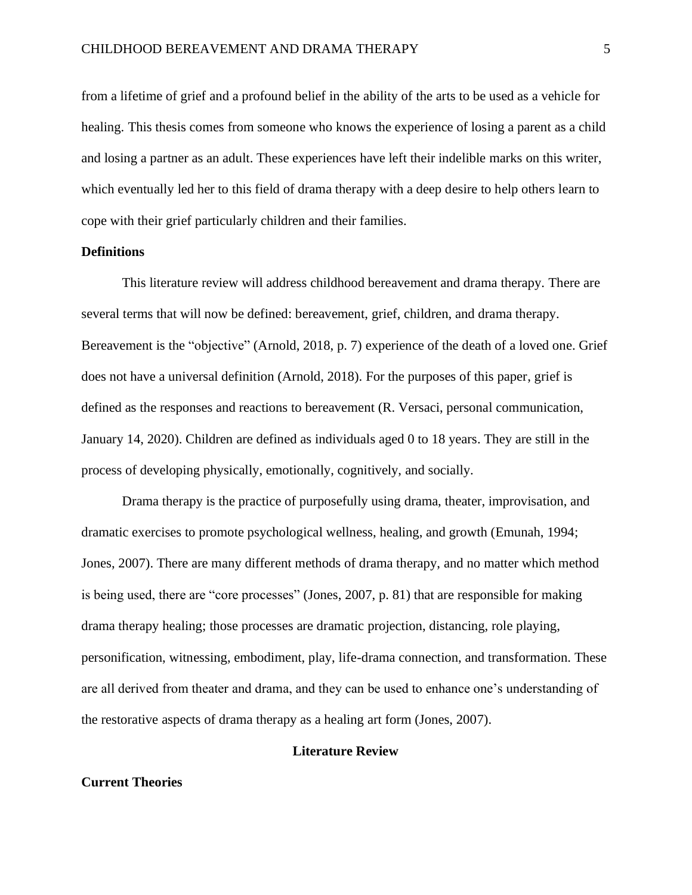from a lifetime of grief and a profound belief in the ability of the arts to be used as a vehicle for healing. This thesis comes from someone who knows the experience of losing a parent as a child and losing a partner as an adult. These experiences have left their indelible marks on this writer, which eventually led her to this field of drama therapy with a deep desire to help others learn to cope with their grief particularly children and their families.

### Definitions

This literature review will address childhood bereavement and drama therapy. There are several terms that will now be defined: bereavement, grief, children, and drama therapy. Bereavement is the "objective" (Arnold, 2018, p. 7) experience of the death of a loved one. Grief does not have a universal definition (Arnold, 2018). For the purposes of this paper, grief is defined as the responses and reactions to bereavement (R. Versaci, personal communication, January 14, 2020). Children are defined as individuals aged 0 to 18 years. They are still in the process of developing physically, emotionally, cognitively, and socially.

Drama therapy is the practice of purposefully using drama, theater, improvisation, and dramatic exercises to promote psychological wellness, healing, and growth (Emunah, 1994; Jones, 2007). There are many different methods of drama therapy, and no matter which method is being used, there are "core processes" (Jones, 2007, p. 81) that are responsible for making drama therapy healing; those processes are dramatic projection, distancing, role playing, personification, witnessing, embodiment, play, life-drama connection, and transformation. These are all derived from theater and drama, and they can be used to enhance one's understanding of the restorative aspects of drama therapy as a healing art form (Jones, 2007).

## Literature Review

### Current Theories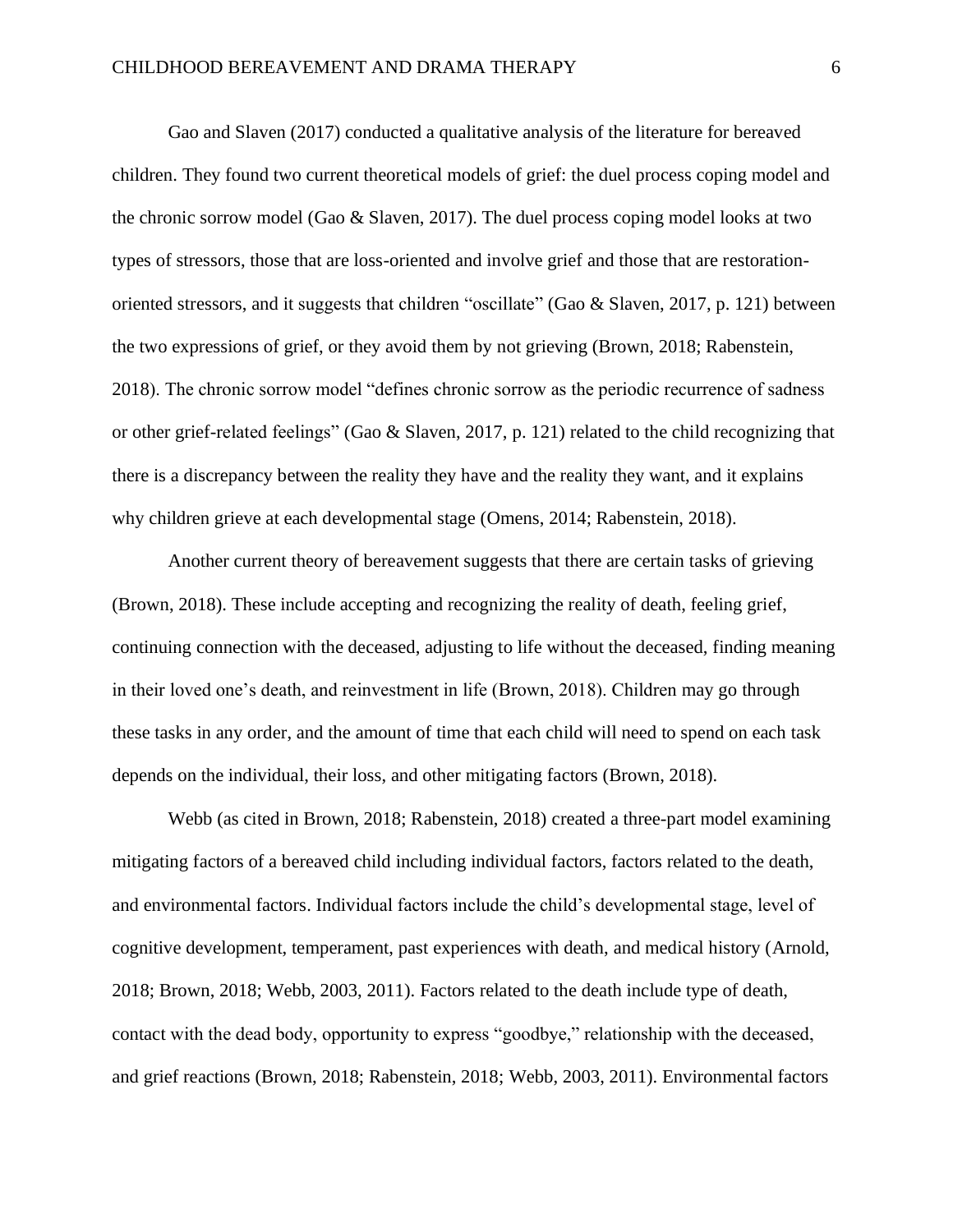Gao and Slaven (2017) conducted a qualitative analysis of the literature for bereaved children. They found two current theoretical models of grief: the duel process coping model and the chronic sorrow model (Gao & Slaven, 2017). The duel process coping model looks at two types of stressors, those that are loss-oriented and involve grief and those that are restoration-oriented stressors, and it suggests that children "oscillate" (Gao & Slaven, 2017, p. 121) between the two expressions of grief, or they avoid them by not grieving (Brown, 2018; Rabenstein, 2018). The chronic sorrow model "defines chronic sorrow as the periodic recurrence of sadness or other grief-related feelings" (Gao & Slaven, 2017, p. 121) related to the child recognizing that there is a discrepancy between the reality they have and the reality they want, and it explains why children grieve at each developmental stage (Omens, 2014; Rabenstein, 2018).

Another current theory of bereavement suggests that there are certain tasks of grieving (Brown, 2018). These include accepting and recognizing the reality of death, feeling grief, continuing connection with the deceased, adjusting to life without the deceased, finding meaning in their loved one's death, and reinvestment in life (Brown, 2018). Children may go through these tasks in any order, and the amount of time that each child will need to spend on each task depends on the individual, their loss, and other mitigating factors (Brown, 2018).

Webb (as cited in Brown, 2018; Rabenstein, 2018) created a three-part model examining mitigating factors of a bereaved child including individual factors, factors related to the death, and environmental factors. Individual factors include the child's developmental stage, level of cognitive development, temperament, past experiences with death, and medical history (Arnold, 2018; Brown, 2018; Webb, 2003, 2011). Factors related to the death include type of death, contact with the dead body, opportunity to express "goodbye," relationship with the deceased, and grief reactions (Brown, 2018; Rabenstein, 2018; Webb, 2003, 2011). Environmental factors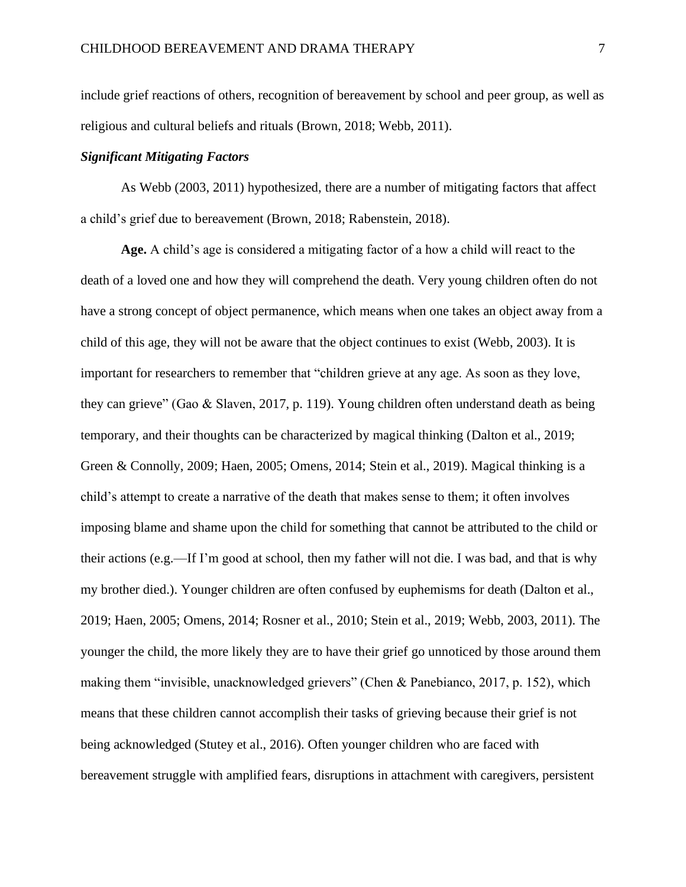include grief reactions of others, recognition of bereavement by school and peer group, as well as religious and cultural beliefs and rituals (Brown, 2018; Webb, 2011).

### *Significant Mitigating Factors*

As Webb (2003, 2011) hypothesized, there are a number of mitigating factors that affect a child's grief due to bereavement (Brown, 2018; Rabenstein, 2018).

**Age.** A child's age is considered a mitigating factor of a how a child will react to the death of a loved one and how they will comprehend the death. Very young children often do not have a strong concept of object permanence, which means when one takes an object away from a child of this age, they will not be aware that the object continues to exist (Webb, 2003). It is important for researchers to remember that "children grieve at any age. As soon as they love, they can grieve" (Gao & Slaven, 2017, p. 119). Young children often understand death as being temporary, and their thoughts can be characterized by magical thinking (Dalton et al., 2019; Green & Connolly, 2009; Haen, 2005; Omens, 2014; Stein et al., 2019). Magical thinking is a child's attempt to create a narrative of the death that makes sense to them; it often involves imposing blame and shame upon the child for something that cannot be attributed to the child or their actions (e.g.—If I'm good at school, then my father will not die. I was bad, and that is why my brother died.). Younger children are often confused by euphemisms for death (Dalton et al., 2019; Haen, 2005; Omens, 2014; Rosner et al., 2010; Stein et al., 2019; Webb, 2003, 2011). The younger the child, the more likely they are to have their grief go unnoticed by those around them making them "invisible, unacknowledged grievers" (Chen & Panebianco, 2017, p. 152), which means that these children cannot accomplish their tasks of grieving because their grief is not being acknowledged (Stutey et al., 2016). Often younger children who are faced with bereavement struggle with amplified fears, disruptions in attachment with caregivers, persistent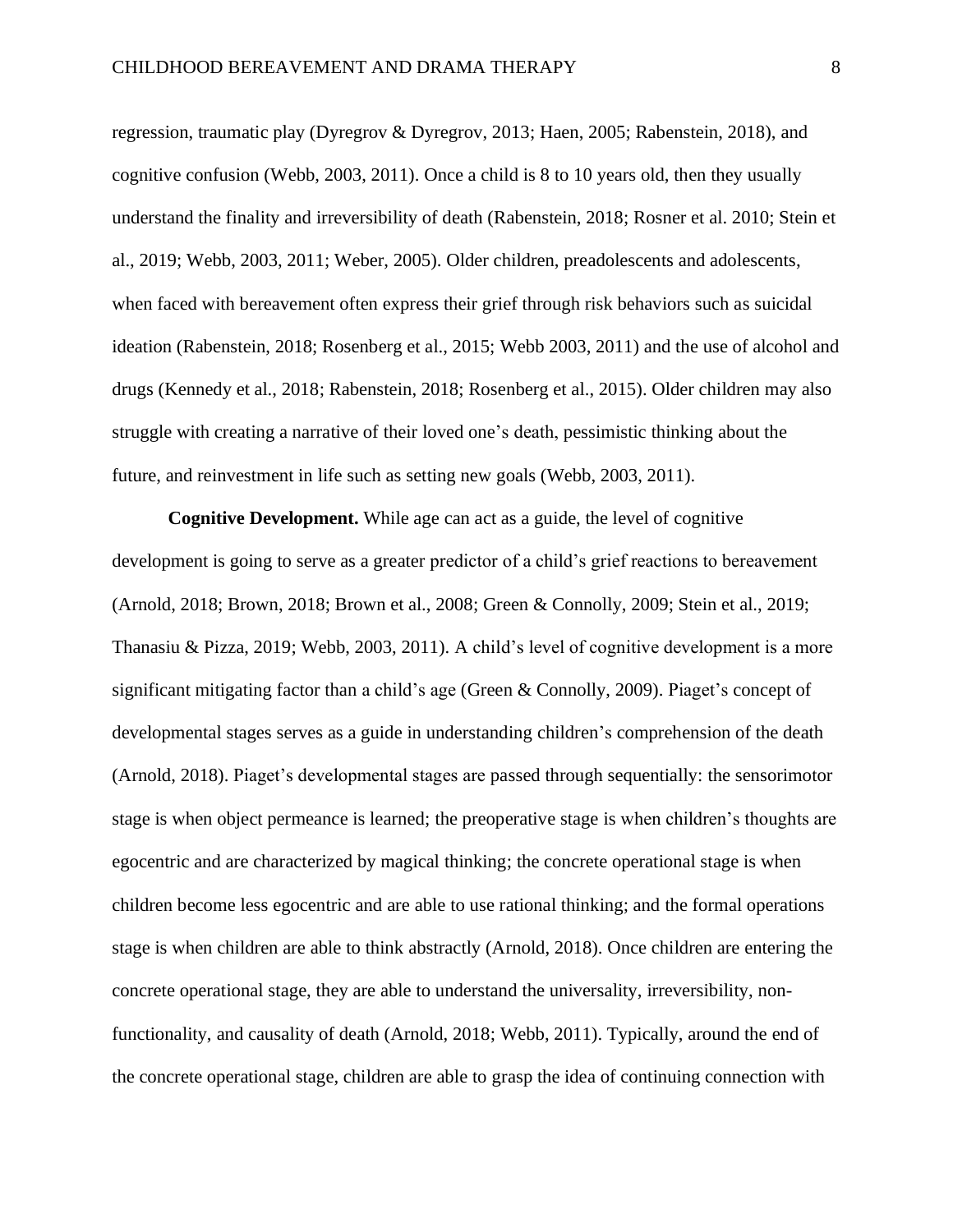regression, traumatic play (Dyregrov & Dyregrov, 2013; Haen, 2005; Rabenstein, 2018), and cognitive confusion (Webb, 2003, 2011). Once a child is 8 to 10 years old, then they usually understand the finality and irreversibility of death (Rabenstein, 2018; Rosner et al. 2010; Stein et al., 2019; Webb, 2003, 2011; Weber, 2005). Older children, preadolescents and adolescents, when faced with bereavement often express their grief through risk behaviors such as suicidal ideation (Rabenstein, 2018; Rosenberg et al., 2015; Webb 2003, 2011) and the use of alcohol and drugs (Kennedy et al., 2018; Rabenstein, 2018; Rosenberg et al., 2015). Older children may also struggle with creating a narrative of their loved one's death, pessimistic thinking about the future, and reinvestment in life such as setting new goals (Webb, 2003, 2011).

**Cognitive Development.** While age can act as a guide, the level of cognitive development is going to serve as a greater predictor of a child's grief reactions to bereavement (Arnold, 2018; Brown, 2018; Brown et al., 2008; Green & Connolly, 2009; Stein et al., 2019; Thanasiu & Pizza, 2019; Webb, 2003, 2011). A child's level of cognitive development is a more significant mitigating factor than a child's age (Green & Connolly, 2009). Piaget's concept of developmental stages serves as a guide in understanding children's comprehension of the death (Arnold, 2018). Piaget's developmental stages are passed through sequentially: the sensorimotor stage is when object permeance is learned; the preoperative stage is when children's thoughts are egocentric and are characterized by magical thinking; the concrete operational stage is when children become less egocentric and are able to use rational thinking; and the formal operations stage is when children are able to think abstractly (Arnold, 2018). Once children are entering the concrete operational stage, they are able to understand the universality, irreversibility, non-functionality, and causality of death (Arnold, 2018; Webb, 2011). Typically, around the end of the concrete operational stage, children are able to grasp the idea of continuing connection with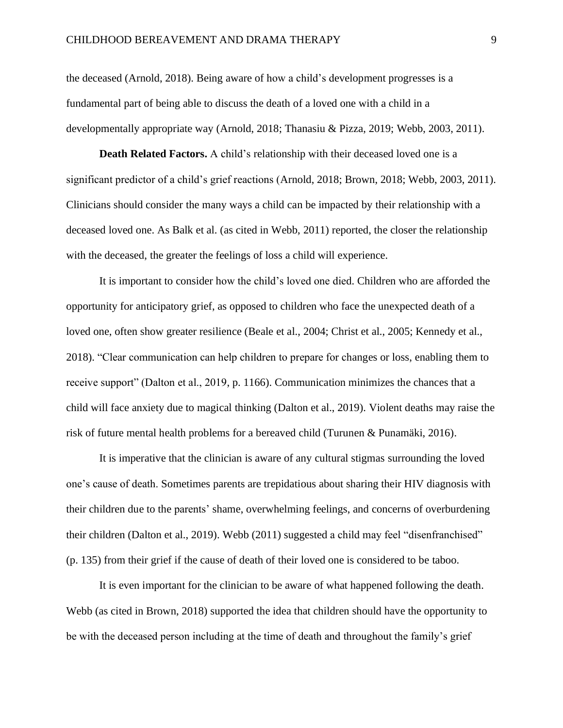the deceased (Arnold, 2018). Being aware of how a child's development progresses is a fundamental part of being able to discuss the death of a loved one with a child in a developmentally appropriate way (Arnold, 2018; Thanasiu & Pizza, 2019; Webb, 2003, 2011).

**Death Related Factors.** A child's relationship with their deceased loved one is a significant predictor of a child's grief reactions (Arnold, 2018; Brown, 2018; Webb, 2003, 2011). Clinicians should consider the many ways a child can be impacted by their relationship with a deceased loved one. As Balk et al. (as cited in Webb, 2011) reported, the closer the relationship with the deceased, the greater the feelings of loss a child will experience.

It is important to consider how the child's loved one died. Children who are afforded the opportunity for anticipatory grief, as opposed to children who face the unexpected death of a loved one, often show greater resilience (Beale et al., 2004; Christ et al., 2005; Kennedy et al., 2018). "Clear communication can help children to prepare for changes or loss, enabling them to receive support" (Dalton et al., 2019, p. 1166). Communication minimizes the chances that a child will face anxiety due to magical thinking (Dalton et al., 2019). Violent deaths may raise the risk of future mental health problems for a bereaved child (Turunen & Punamäki, 2016).

It is imperative that the clinician is aware of any cultural stigmas surrounding the loved one's cause of death. Sometimes parents are trepidatious about sharing their HIV diagnosis with their children due to the parents' shame, overwhelming feelings, and concerns of overburdening their children (Dalton et al., 2019). Webb (2011) suggested a child may feel "disenfranchised" (p. 135) from their grief if the cause of death of their loved one is considered to be taboo.

It is even important for the clinician to be aware of what happened following the death. Webb (as cited in Brown, 2018) supported the idea that children should have the opportunity to be with the deceased person including at the time of death and throughout the family's grief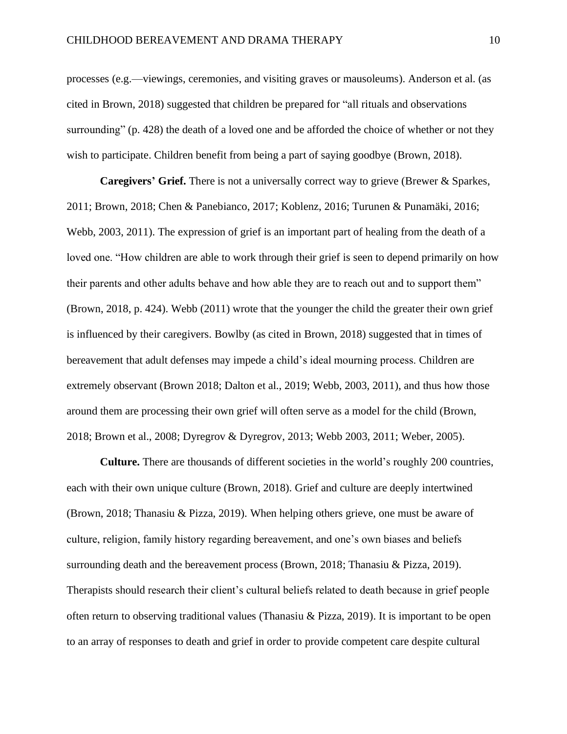processes (e.g.—viewings, ceremonies, and visiting graves or mausoleums). Anderson et al. (as cited in Brown, 2018) suggested that children be prepared for "all rituals and observations surrounding" (p. 428) the death of a loved one and be afforded the choice of whether or not they wish to participate. Children benefit from being a part of saying goodbye (Brown, 2018).

**Caregivers' Grief.** There is not a universally correct way to grieve (Brewer & Sparkes, 2011; Brown, 2018; Chen & Panebianco, 2017; Koblenz, 2016; Turunen & Punamäki, 2016; Webb, 2003, 2011). The expression of grief is an important part of healing from the death of a loved one. "How children are able to work through their grief is seen to depend primarily on how their parents and other adults behave and how able they are to reach out and to support them" (Brown, 2018, p. 424). Webb (2011) wrote that the younger the child the greater their own grief is influenced by their caregivers. Bowlby (as cited in Brown, 2018) suggested that in times of bereavement that adult defenses may impede a child's ideal mourning process. Children are extremely observant (Brown 2018; Dalton et al., 2019; Webb, 2003, 2011), and thus how those around them are processing their own grief will often serve as a model for the child (Brown, 2018; Brown et al., 2008; Dyregrov & Dyregrov, 2013; Webb 2003, 2011; Weber, 2005).

**Culture.** There are thousands of different societies in the world's roughly 200 countries, each with their own unique culture (Brown, 2018). Grief and culture are deeply intertwined (Brown, 2018; Thanasiu & Pizza, 2019). When helping others grieve, one must be aware of culture, religion, family history regarding bereavement, and one's own biases and beliefs surrounding death and the bereavement process (Brown, 2018; Thanasiu & Pizza, 2019). Therapists should research their client's cultural beliefs related to death because in grief people often return to observing traditional values (Thanasiu & Pizza, 2019). It is important to be open to an array of responses to death and grief in order to provide competent care despite cultural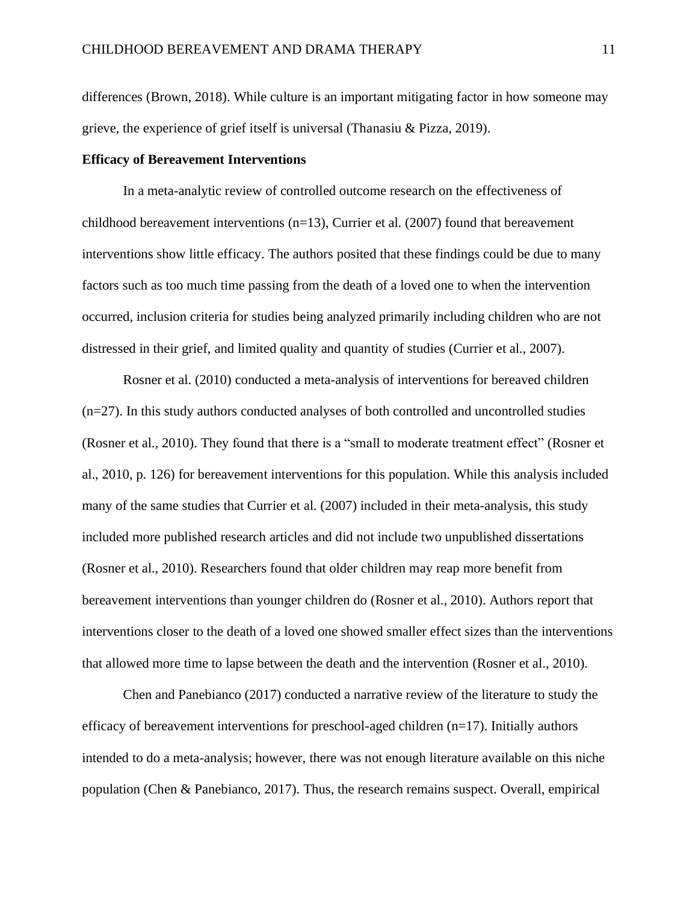differences (Brown, 2018). While culture is an important mitigating factor in how someone may grieve, the experience of grief itself is universal (Thanasiu & Pizza, 2019).

**Efficacy of Bereavement Interventions**

In a meta-analytic review of controlled outcome research on the effectiveness of childhood bereavement interventions (n=13), Currier et al. (2007) found that bereavement interventions show little efficacy. The authors posited that these findings could be due to many factors such as too much time passing from the death of a loved one to when the intervention occurred, inclusion criteria for studies being analyzed primarily including children who are not distressed in their grief, and limited quality and quantity of studies (Currier et al., 2007).

Rosner et al. (2010) conducted a meta-analysis of interventions for bereaved children (n=27). In this study authors conducted analyses of both controlled and uncontrolled studies (Rosner et al., 2010). They found that there is a "small to moderate treatment effect" (Rosner et al., 2010, p. 126) for bereavement interventions for this population. While this analysis included many of the same studies that Currier et al. (2007) included in their meta-analysis, this study included more published research articles and did not include two unpublished dissertations (Rosner et al., 2010). Researchers found that older children may reap more benefit from bereavement interventions than younger children do (Rosner et al., 2010). Authors report that interventions closer to the death of a loved one showed smaller effect sizes than the interventions that allowed more time to lapse between the death and the intervention (Rosner et al., 2010).

Chen and Panebianco (2017) conducted a narrative review of the literature to study the efficacy of bereavement interventions for preschool-aged children (n=17). Initially authors intended to do a meta-analysis; however, there was not enough literature available on this niche population (Chen & Panebianco, 2017). Thus, the research remains suspect. Overall, empirical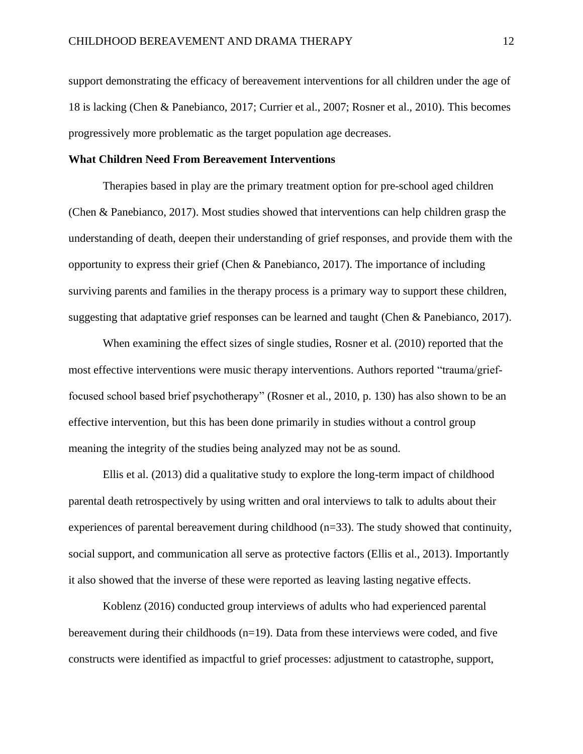support demonstrating the efficacy of bereavement interventions for all children under the age of 18 is lacking (Chen & Panebianco, 2017; Currier et al., 2007; Rosner et al., 2010). This becomes progressively more problematic as the target population age decreases.

**What Children Need From Bereavement Interventions**

Therapies based in play are the primary treatment option for pre-school aged children (Chen & Panebianco, 2017). Most studies showed that interventions can help children grasp the understanding of death, deepen their understanding of grief responses, and provide them with the opportunity to express their grief (Chen & Panebianco, 2017). The importance of including surviving parents and families in the therapy process is a primary way to support these children, suggesting that adaptative grief responses can be learned and taught (Chen & Panebianco, 2017).

When examining the effect sizes of single studies, Rosner et al. (2010) reported that the most effective interventions were music therapy interventions. Authors reported "trauma/grief-focused school based brief psychotherapy" (Rosner et al., 2010, p. 130) has also shown to be an effective intervention, but this has been done primarily in studies without a control group meaning the integrity of the studies being analyzed may not be as sound.

Ellis et al. (2013) did a qualitative study to explore the long-term impact of childhood parental death retrospectively by using written and oral interviews to talk to adults about their experiences of parental bereavement during childhood (n=33). The study showed that continuity, social support, and communication all serve as protective factors (Ellis et al., 2013). Importantly it also showed that the inverse of these were reported as leaving lasting negative effects.

Koblenz (2016) conducted group interviews of adults who had experienced parental bereavement during their childhoods (n=19). Data from these interviews were coded, and five constructs were identified as impactful to grief processes: adjustment to catastrophe, support,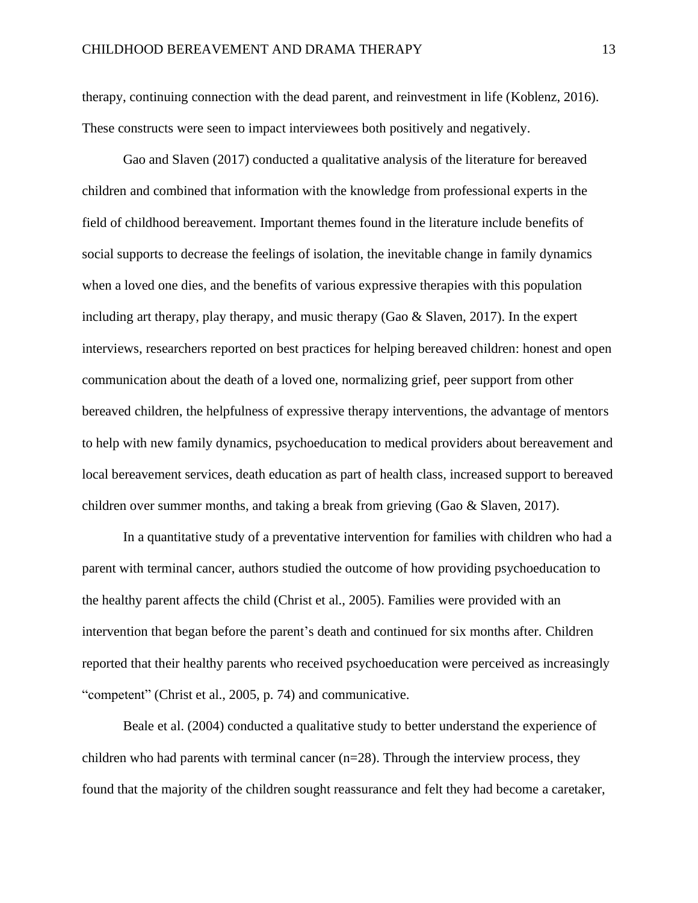therapy, continuing connection with the dead parent, and reinvestment in life (Koblenz, 2016). These constructs were seen to impact interviewees both positively and negatively.

Gao and Slaven (2017) conducted a qualitative analysis of the literature for bereaved children and combined that information with the knowledge from professional experts in the field of childhood bereavement. Important themes found in the literature include benefits of social supports to decrease the feelings of isolation, the inevitable change in family dynamics when a loved one dies, and the benefits of various expressive therapies with this population including art therapy, play therapy, and music therapy (Gao & Slaven, 2017). In the expert interviews, researchers reported on best practices for helping bereaved children: honest and open communication about the death of a loved one, normalizing grief, peer support from other bereaved children, the helpfulness of expressive therapy interventions, the advantage of mentors to help with new family dynamics, psychoeducation to medical providers about bereavement and local bereavement services, death education as part of health class, increased support to bereaved children over summer months, and taking a break from grieving (Gao & Slaven, 2017).

In a quantitative study of a preventative intervention for families with children who had a parent with terminal cancer, authors studied the outcome of how providing psychoeducation to the healthy parent affects the child (Christ et al., 2005). Families were provided with an intervention that began before the parent's death and continued for six months after. Children reported that their healthy parents who received psychoeducation were perceived as increasingly "competent" (Christ et al., 2005, p. 74) and communicative.

Beale et al. (2004) conducted a qualitative study to better understand the experience of children who had parents with terminal cancer (n=28). Through the interview process, they found that the majority of the children sought reassurance and felt they had become a caretaker,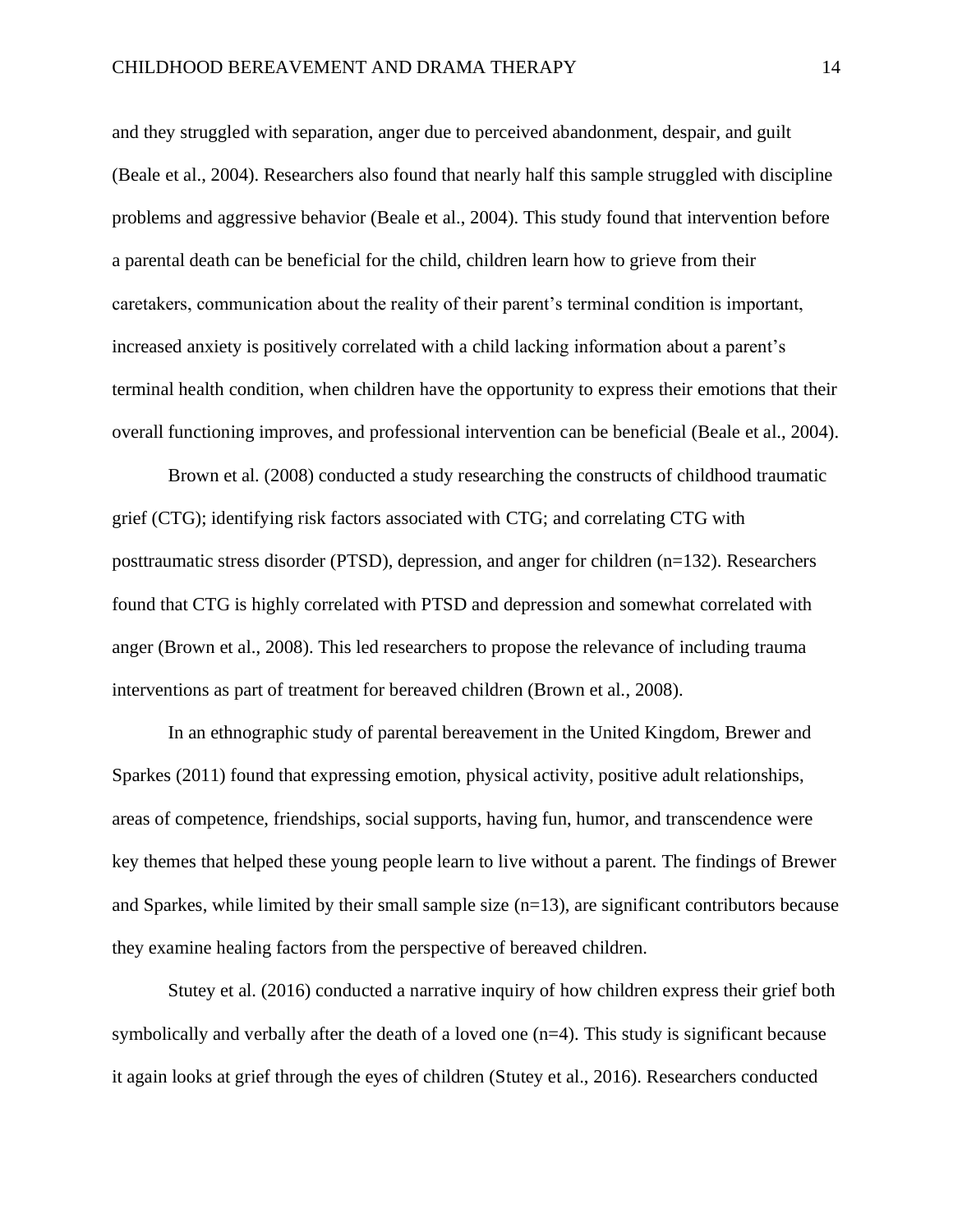and they struggled with separation, anger due to perceived abandonment, despair, and guilt (Beale et al., 2004). Researchers also found that nearly half this sample struggled with discipline problems and aggressive behavior (Beale et al., 2004). This study found that intervention before a parental death can be beneficial for the child, children learn how to grieve from their caretakers, communication about the reality of their parent's terminal condition is important, increased anxiety is positively correlated with a child lacking information about a parent's terminal health condition, when children have the opportunity to express their emotions that their overall functioning improves, and professional intervention can be beneficial (Beale et al., 2004).

Brown et al. (2008) conducted a study researching the constructs of childhood traumatic grief (CTG); identifying risk factors associated with CTG; and correlating CTG with posttraumatic stress disorder (PTSD), depression, and anger for children (n=132). Researchers found that CTG is highly correlated with PTSD and depression and somewhat correlated with anger (Brown et al., 2008). This led researchers to propose the relevance of including trauma interventions as part of treatment for bereaved children (Brown et al., 2008).

In an ethnographic study of parental bereavement in the United Kingdom, Brewer and Sparkes (2011) found that expressing emotion, physical activity, positive adult relationships, areas of competence, friendships, social supports, having fun, humor, and transcendence were key themes that helped these young people learn to live without a parent. The findings of Brewer and Sparkes, while limited by their small sample size (n=13), are significant contributors because they examine healing factors from the perspective of bereaved children.

Stutey et al. (2016) conducted a narrative inquiry of how children express their grief both symbolically and verbally after the death of a loved one (n=4). This study is significant because it again looks at grief through the eyes of children (Stutey et al., 2016). Researchers conducted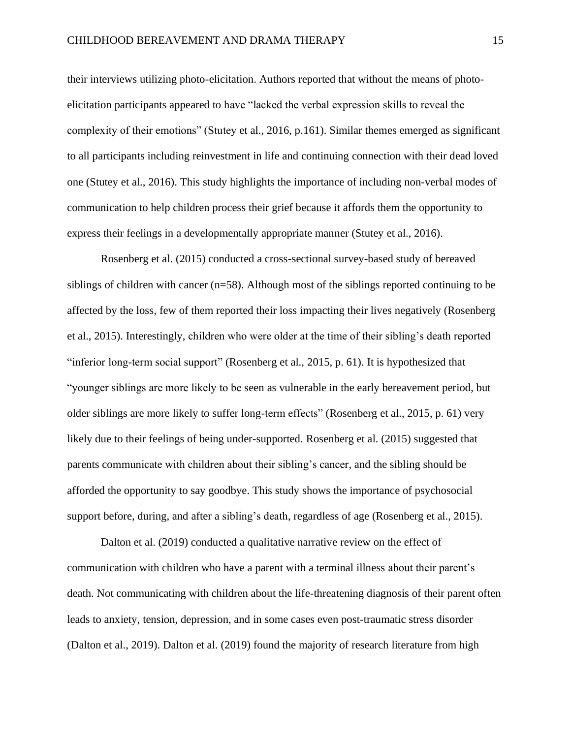their interviews utilizing photo-elicitation. Authors reported that without the means of photo-elicitation participants appeared to have "lacked the verbal expression skills to reveal the complexity of their emotions" (Stutey et al., 2016, p.161). Similar themes emerged as significant to all participants including reinvestment in life and continuing connection with their dead loved one (Stutey et al., 2016). This study highlights the importance of including non-verbal modes of communication to help children process their grief because it affords them the opportunity to express their feelings in a developmentally appropriate manner (Stutey et al., 2016).

Rosenberg et al. (2015) conducted a cross-sectional survey-based study of bereaved siblings of children with cancer (n=58). Although most of the siblings reported continuing to be affected by the loss, few of them reported their loss impacting their lives negatively (Rosenberg et al., 2015). Interestingly, children who were older at the time of their sibling's death reported "inferior long-term social support" (Rosenberg et al., 2015, p. 61). It is hypothesized that "younger siblings are more likely to be seen as vulnerable in the early bereavement period, but older siblings are more likely to suffer long-term effects" (Rosenberg et al., 2015, p. 61) very likely due to their feelings of being under-supported. Rosenberg et al. (2015) suggested that parents communicate with children about their sibling's cancer, and the sibling should be afforded the opportunity to say goodbye. This study shows the importance of psychosocial support before, during, and after a sibling's death, regardless of age (Rosenberg et al., 2015).

Dalton et al. (2019) conducted a qualitative narrative review on the effect of communication with children who have a parent with a terminal illness about their parent's death. Not communicating with children about the life-threatening diagnosis of their parent often leads to anxiety, tension, depression, and in some cases even post-traumatic stress disorder (Dalton et al., 2019). Dalton et al. (2019) found the majority of research literature from high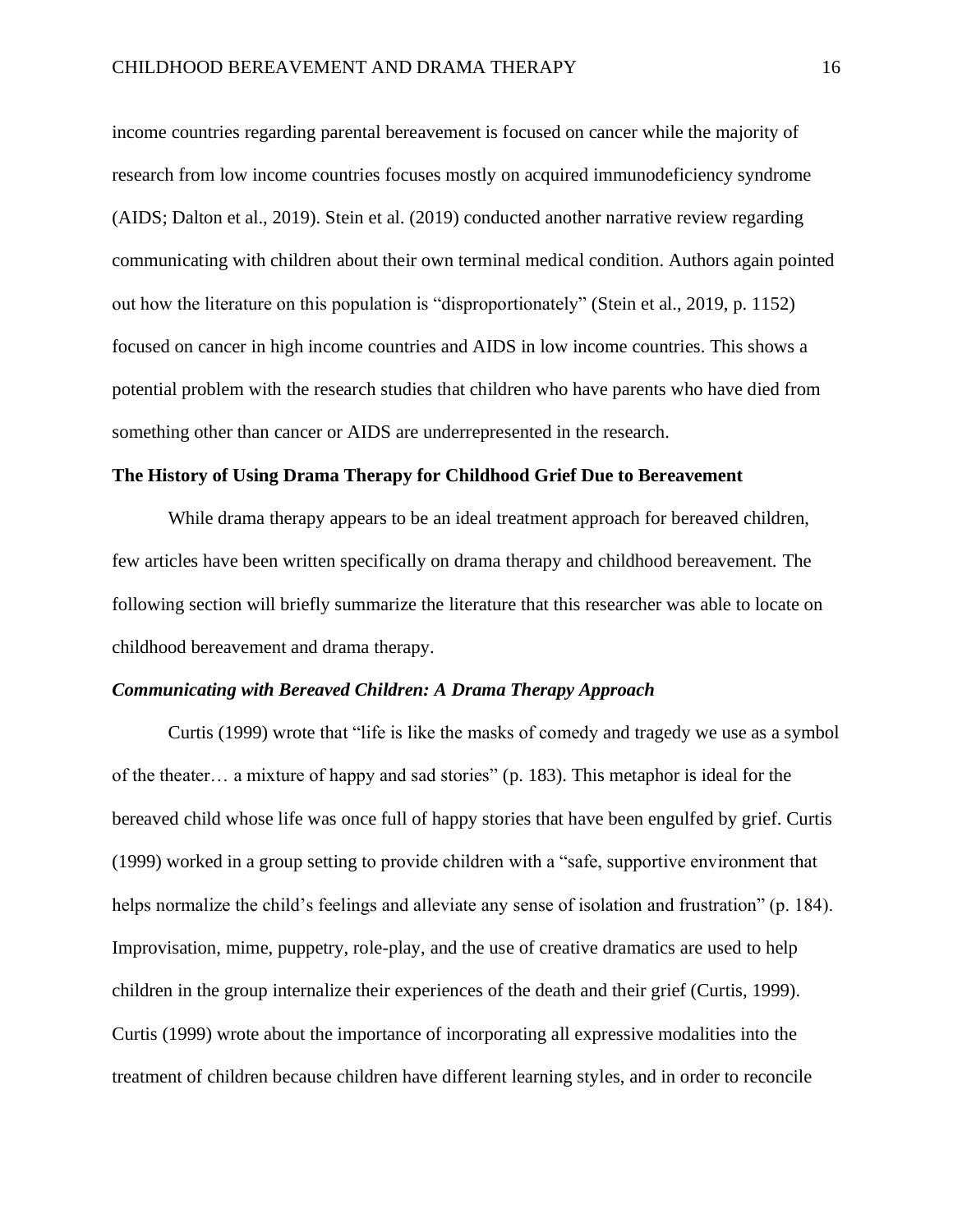income countries regarding parental bereavement is focused on cancer while the majority of research from low income countries focuses mostly on acquired immunodeficiency syndrome (AIDS; Dalton et al., 2019). Stein et al. (2019) conducted another narrative review regarding communicating with children about their own terminal medical condition. Authors again pointed out how the literature on this population is "disproportionately" (Stein et al., 2019, p. 1152) focused on cancer in high income countries and AIDS in low income countries. This shows a potential problem with the research studies that children who have parents who have died from something other than cancer or AIDS are underrepresented in the research.

## The History of Using Drama Therapy for Childhood Grief Due to Bereavement

While drama therapy appears to be an ideal treatment approach for bereaved children, few articles have been written specifically on drama therapy and childhood bereavement. The following section will briefly summarize the literature that this researcher was able to locate on childhood bereavement and drama therapy.

### *Communicating with Bereaved Children: A Drama Therapy Approach*

Curtis (1999) wrote that "life is like the masks of comedy and tragedy we use as a symbol of the theater… a mixture of happy and sad stories" (p. 183). This metaphor is ideal for the bereaved child whose life was once full of happy stories that have been engulfed by grief. Curtis (1999) worked in a group setting to provide children with a "safe, supportive environment that helps normalize the child's feelings and alleviate any sense of isolation and frustration" (p. 184). Improvisation, mime, puppetry, role-play, and the use of creative dramatics are used to help children in the group internalize their experiences of the death and their grief (Curtis, 1999). Curtis (1999) wrote about the importance of incorporating all expressive modalities into the treatment of children because children have different learning styles, and in order to reconcile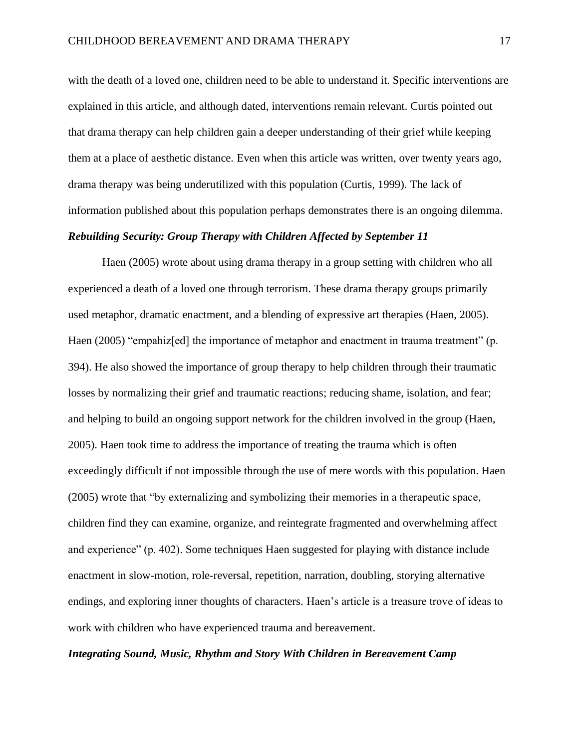with the death of a loved one, children need to be able to understand it. Specific interventions are explained in this article, and although dated, interventions remain relevant. Curtis pointed out that drama therapy can help children gain a deeper understanding of their grief while keeping them at a place of aesthetic distance. Even when this article was written, over twenty years ago, drama therapy was being underutilized with this population (Curtis, 1999). The lack of information published about this population perhaps demonstrates there is an ongoing dilemma.

### *Rebuilding Security: Group Therapy with Children Affected by September 11*

Haen (2005) wrote about using drama therapy in a group setting with children who all experienced a death of a loved one through terrorism. These drama therapy groups primarily used metaphor, dramatic enactment, and a blending of expressive art therapies (Haen, 2005). Haen (2005) "empahiz[ed] the importance of metaphor and enactment in trauma treatment" (p. 394). He also showed the importance of group therapy to help children through their traumatic losses by normalizing their grief and traumatic reactions; reducing shame, isolation, and fear; and helping to build an ongoing support network for the children involved in the group (Haen, 2005). Haen took time to address the importance of treating the trauma which is often exceedingly difficult if not impossible through the use of mere words with this population. Haen (2005) wrote that "by externalizing and symbolizing their memories in a therapeutic space, children find they can examine, organize, and reintegrate fragmented and overwhelming affect and experience" (p. 402). Some techniques Haen suggested for playing with distance include enactment in slow-motion, role-reversal, repetition, narration, doubling, storying alternative endings, and exploring inner thoughts of characters. Haen's article is a treasure trove of ideas to work with children who have experienced trauma and bereavement.

### *Integrating Sound, Music, Rhythm and Story With Children in Bereavement Camp*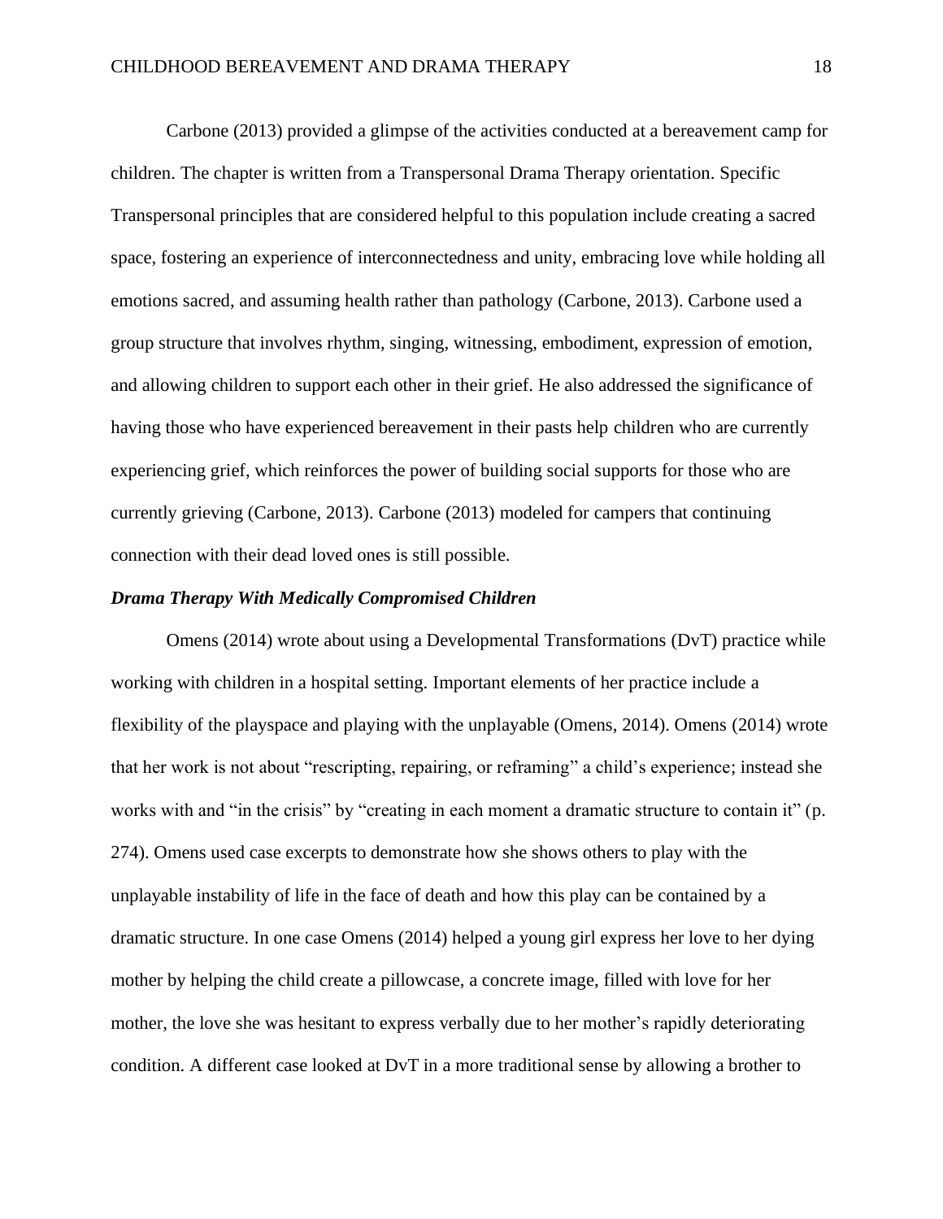Carbone (2013) provided a glimpse of the activities conducted at a bereavement camp for children. The chapter is written from a Transpersonal Drama Therapy orientation. Specific Transpersonal principles that are considered helpful to this population include creating a sacred space, fostering an experience of interconnectedness and unity, embracing love while holding all emotions sacred, and assuming health rather than pathology (Carbone, 2013). Carbone used a group structure that involves rhythm, singing, witnessing, embodiment, expression of emotion, and allowing children to support each other in their grief. He also addressed the significance of having those who have experienced bereavement in their pasts help children who are currently experiencing grief, which reinforces the power of building social supports for those who are currently grieving (Carbone, 2013). Carbone (2013) modeled for campers that continuing connection with their dead loved ones is still possible.

### *Drama Therapy With Medically Compromised Children*

Omens (2014) wrote about using a Developmental Transformations (DvT) practice while working with children in a hospital setting. Important elements of her practice include a flexibility of the playspace and playing with the unplayable (Omens, 2014). Omens (2014) wrote that her work is not about "rescripting, repairing, or reframing" a child's experience; instead she works with and "in the crisis" by "creating in each moment a dramatic structure to contain it" (p. 274). Omens used case excerpts to demonstrate how she shows others to play with the unplayable instability of life in the face of death and how this play can be contained by a dramatic structure. In one case Omens (2014) helped a young girl express her love to her dying mother by helping the child create a pillowcase, a concrete image, filled with love for her mother, the love she was hesitant to express verbally due to her mother's rapidly deteriorating condition. A different case looked at DvT in a more traditional sense by allowing a brother to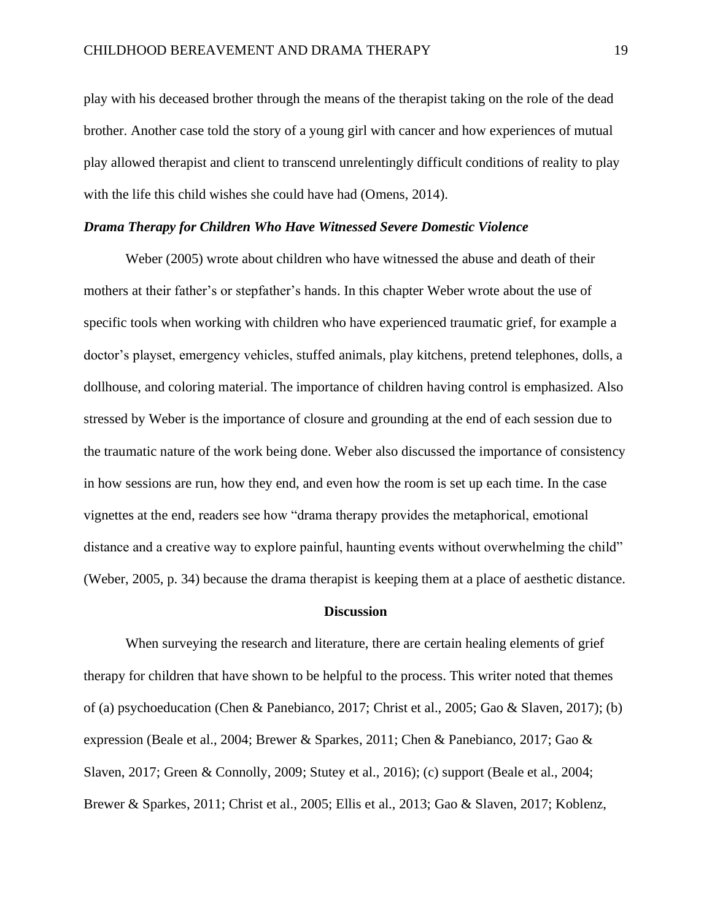play with his deceased brother through the means of the therapist taking on the role of the dead brother. Another case told the story of a young girl with cancer and how experiences of mutual play allowed therapist and client to transcend unrelentingly difficult conditions of reality to play with the life this child wishes she could have had (Omens, 2014).

### *Drama Therapy for Children Who Have Witnessed Severe Domestic Violence*

Weber (2005) wrote about children who have witnessed the abuse and death of their mothers at their father's or stepfather's hands. In this chapter Weber wrote about the use of specific tools when working with children who have experienced traumatic grief, for example a doctor's playset, emergency vehicles, stuffed animals, play kitchens, pretend telephones, dolls, a dollhouse, and coloring material. The importance of children having control is emphasized. Also stressed by Weber is the importance of closure and grounding at the end of each session due to the traumatic nature of the work being done. Weber also discussed the importance of consistency in how sessions are run, how they end, and even how the room is set up each time. In the case vignettes at the end, readers see how "drama therapy provides the metaphorical, emotional distance and a creative way to explore painful, haunting events without overwhelming the child" (Weber, 2005, p. 34) because the drama therapist is keeping them at a place of aesthetic distance.

## Discussion

When surveying the research and literature, there are certain healing elements of grief therapy for children that have shown to be helpful to the process. This writer noted that themes of (a) psychoeducation (Chen & Panebianco, 2017; Christ et al., 2005; Gao & Slaven, 2017); (b) expression (Beale et al., 2004; Brewer & Sparkes, 2011; Chen & Panebianco, 2017; Gao & Slaven, 2017; Green & Connolly, 2009; Stutey et al., 2016); (c) support (Beale et al., 2004; Brewer & Sparkes, 2011; Christ et al., 2005; Ellis et al., 2013; Gao & Slaven, 2017; Koblenz,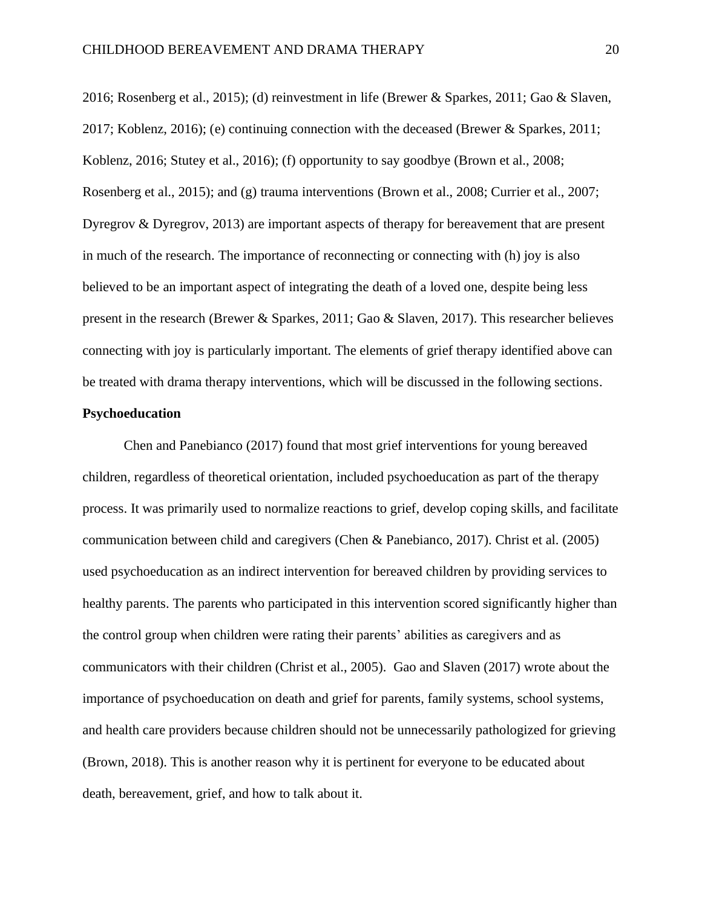2016; Rosenberg et al., 2015); (d) reinvestment in life (Brewer & Sparkes, 2011; Gao & Slaven, 2017; Koblenz, 2016); (e) continuing connection with the deceased (Brewer & Sparkes, 2011; Koblenz, 2016; Stutey et al., 2016); (f) opportunity to say goodbye (Brown et al., 2008; Rosenberg et al., 2015); and (g) trauma interventions (Brown et al., 2008; Currier et al., 2007; Dyregrov & Dyregrov, 2013) are important aspects of therapy for bereavement that are present in much of the research. The importance of reconnecting or connecting with (h) joy is also believed to be an important aspect of integrating the death of a loved one, despite being less present in the research (Brewer & Sparkes, 2011; Gao & Slaven, 2017). This researcher believes connecting with joy is particularly important. The elements of grief therapy identified above can be treated with drama therapy interventions, which will be discussed in the following sections.

**Psychoeducation**

Chen and Panebianco (2017) found that most grief interventions for young bereaved children, regardless of theoretical orientation, included psychoeducation as part of the therapy process. It was primarily used to normalize reactions to grief, develop coping skills, and facilitate communication between child and caregivers (Chen & Panebianco, 2017). Christ et al. (2005) used psychoeducation as an indirect intervention for bereaved children by providing services to healthy parents. The parents who participated in this intervention scored significantly higher than the control group when children were rating their parents' abilities as caregivers and as communicators with their children (Christ et al., 2005). Gao and Slaven (2017) wrote about the importance of psychoeducation on death and grief for parents, family systems, school systems, and health care providers because children should not be unnecessarily pathologized for grieving (Brown, 2018). This is another reason why it is pertinent for everyone to be educated about death, bereavement, grief, and how to talk about it.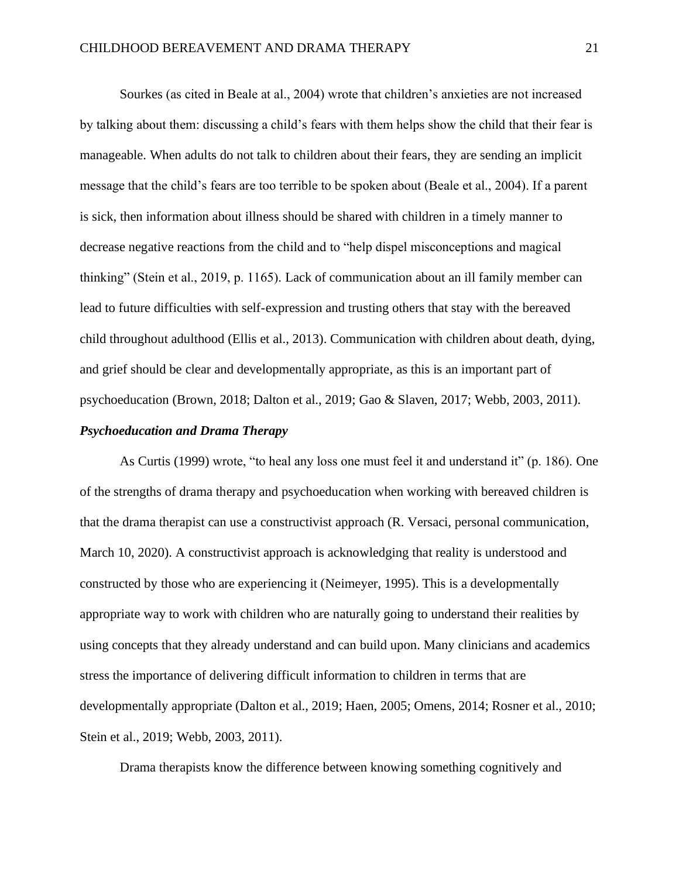Sourkes (as cited in Beale at al., 2004) wrote that children's anxieties are not increased by talking about them: discussing a child's fears with them helps show the child that their fear is manageable. When adults do not talk to children about their fears, they are sending an implicit message that the child's fears are too terrible to be spoken about (Beale et al., 2004). If a parent is sick, then information about illness should be shared with children in a timely manner to decrease negative reactions from the child and to "help dispel misconceptions and magical thinking" (Stein et al., 2019, p. 1165). Lack of communication about an ill family member can lead to future difficulties with self-expression and trusting others that stay with the bereaved child throughout adulthood (Ellis et al., 2013). Communication with children about death, dying, and grief should be clear and developmentally appropriate, as this is an important part of psychoeducation (Brown, 2018; Dalton et al., 2019; Gao & Slaven, 2017; Webb, 2003, 2011).

### ***Psychoeducation and Drama Therapy***

As Curtis (1999) wrote, "to heal any loss one must feel it and understand it" (p. 186). One of the strengths of drama therapy and psychoeducation when working with bereaved children is that the drama therapist can use a constructivist approach (R. Versaci, personal communication, March 10, 2020). A constructivist approach is acknowledging that reality is understood and constructed by those who are experiencing it (Neimeyer, 1995). This is a developmentally appropriate way to work with children who are naturally going to understand their realities by using concepts that they already understand and can build upon. Many clinicians and academics stress the importance of delivering difficult information to children in terms that are developmentally appropriate (Dalton et al., 2019; Haen, 2005; Omens, 2014; Rosner et al., 2010; Stein et al., 2019; Webb, 2003, 2011).

Drama therapists know the difference between knowing something cognitively and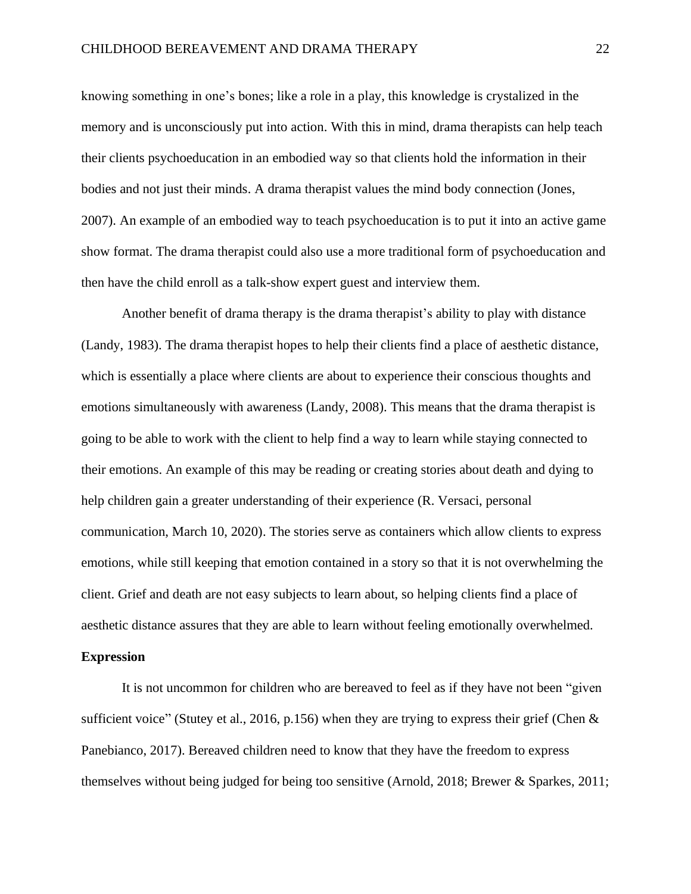knowing something in one's bones; like a role in a play, this knowledge is crystalized in the memory and is unconsciously put into action. With this in mind, drama therapists can help teach their clients psychoeducation in an embodied way so that clients hold the information in their bodies and not just their minds. A drama therapist values the mind body connection (Jones, 2007). An example of an embodied way to teach psychoeducation is to put it into an active game show format. The drama therapist could also use a more traditional form of psychoeducation and then have the child enroll as a talk-show expert guest and interview them.

Another benefit of drama therapy is the drama therapist's ability to play with distance (Landy, 1983). The drama therapist hopes to help their clients find a place of aesthetic distance, which is essentially a place where clients are about to experience their conscious thoughts and emotions simultaneously with awareness (Landy, 2008). This means that the drama therapist is going to be able to work with the client to help find a way to learn while staying connected to their emotions. An example of this may be reading or creating stories about death and dying to help children gain a greater understanding of their experience (R. Versaci, personal communication, March 10, 2020). The stories serve as containers which allow clients to express emotions, while still keeping that emotion contained in a story so that it is not overwhelming the client. Grief and death are not easy subjects to learn about, so helping clients find a place of aesthetic distance assures that they are able to learn without feeling emotionally overwhelmed.

**Expression**

It is not uncommon for children who are bereaved to feel as if they have not been "given sufficient voice" (Stutey et al., 2016, p.156) when they are trying to express their grief (Chen & Panebianco, 2017). Bereaved children need to know that they have the freedom to express themselves without being judged for being too sensitive (Arnold, 2018; Brewer & Sparkes, 2011;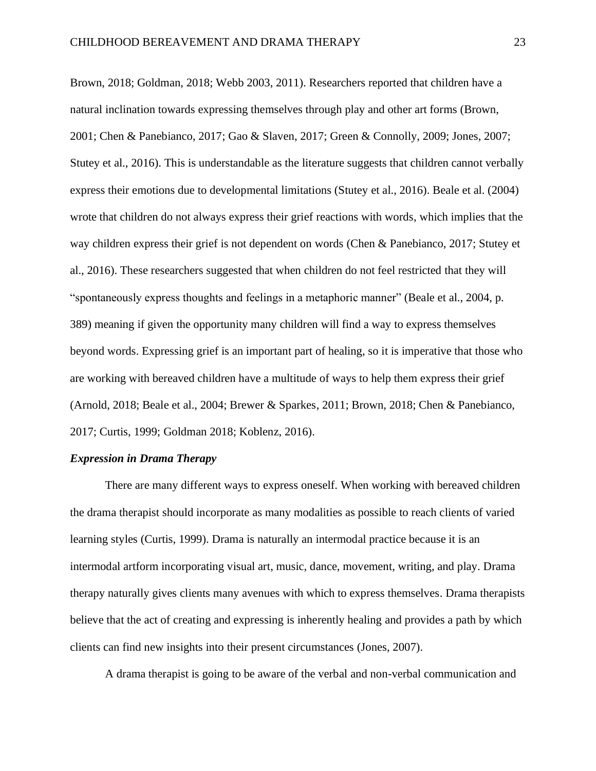Brown, 2018; Goldman, 2018; Webb 2003, 2011). Researchers reported that children have a natural inclination towards expressing themselves through play and other art forms (Brown, 2001; Chen & Panebianco, 2017; Gao & Slaven, 2017; Green & Connolly, 2009; Jones, 2007; Stutey et al., 2016). This is understandable as the literature suggests that children cannot verbally express their emotions due to developmental limitations (Stutey et al., 2016). Beale et al. (2004) wrote that children do not always express their grief reactions with words, which implies that the way children express their grief is not dependent on words (Chen & Panebianco, 2017; Stutey et al., 2016). These researchers suggested that when children do not feel restricted that they will "spontaneously express thoughts and feelings in a metaphoric manner" (Beale et al., 2004, p. 389) meaning if given the opportunity many children will find a way to express themselves beyond words. Expressing grief is an important part of healing, so it is imperative that those who are working with bereaved children have a multitude of ways to help them express their grief (Arnold, 2018; Beale et al., 2004; Brewer & Sparkes, 2011; Brown, 2018; Chen & Panebianco, 2017; Curtis, 1999; Goldman 2018; Koblenz, 2016).

### *Expression in Drama Therapy*

There are many different ways to express oneself. When working with bereaved children the drama therapist should incorporate as many modalities as possible to reach clients of varied learning styles (Curtis, 1999). Drama is naturally an intermodal practice because it is an intermodal artform incorporating visual art, music, dance, movement, writing, and play. Drama therapy naturally gives clients many avenues with which to express themselves. Drama therapists believe that the act of creating and expressing is inherently healing and provides a path by which clients can find new insights into their present circumstances (Jones, 2007).

A drama therapist is going to be aware of the verbal and non-verbal communication and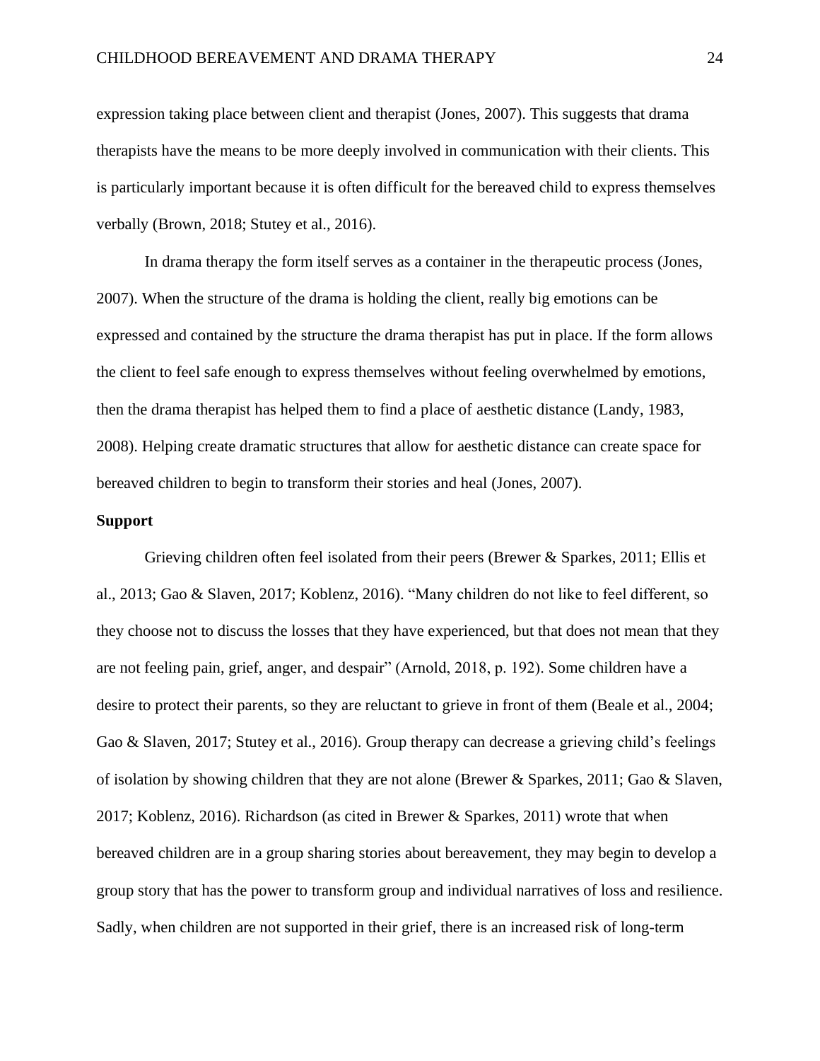expression taking place between client and therapist (Jones, 2007). This suggests that drama therapists have the means to be more deeply involved in communication with their clients. This is particularly important because it is often difficult for the bereaved child to express themselves verbally (Brown, 2018; Stutey et al., 2016).

In drama therapy the form itself serves as a container in the therapeutic process (Jones, 2007). When the structure of the drama is holding the client, really big emotions can be expressed and contained by the structure the drama therapist has put in place. If the form allows the client to feel safe enough to express themselves without feeling overwhelmed by emotions, then the drama therapist has helped them to find a place of aesthetic distance (Landy, 1983, 2008). Helping create dramatic structures that allow for aesthetic distance can create space for bereaved children to begin to transform their stories and heal (Jones, 2007).

**Support**

Grieving children often feel isolated from their peers (Brewer & Sparkes, 2011; Ellis et al., 2013; Gao & Slaven, 2017; Koblenz, 2016). "Many children do not like to feel different, so they choose not to discuss the losses that they have experienced, but that does not mean that they are not feeling pain, grief, anger, and despair" (Arnold, 2018, p. 192). Some children have a desire to protect their parents, so they are reluctant to grieve in front of them (Beale et al., 2004; Gao & Slaven, 2017; Stutey et al., 2016). Group therapy can decrease a grieving child's feelings of isolation by showing children that they are not alone (Brewer & Sparkes, 2011; Gao & Slaven, 2017; Koblenz, 2016). Richardson (as cited in Brewer & Sparkes, 2011) wrote that when bereaved children are in a group sharing stories about bereavement, they may begin to develop a group story that has the power to transform group and individual narratives of loss and resilience. Sadly, when children are not supported in their grief, there is an increased risk of long-term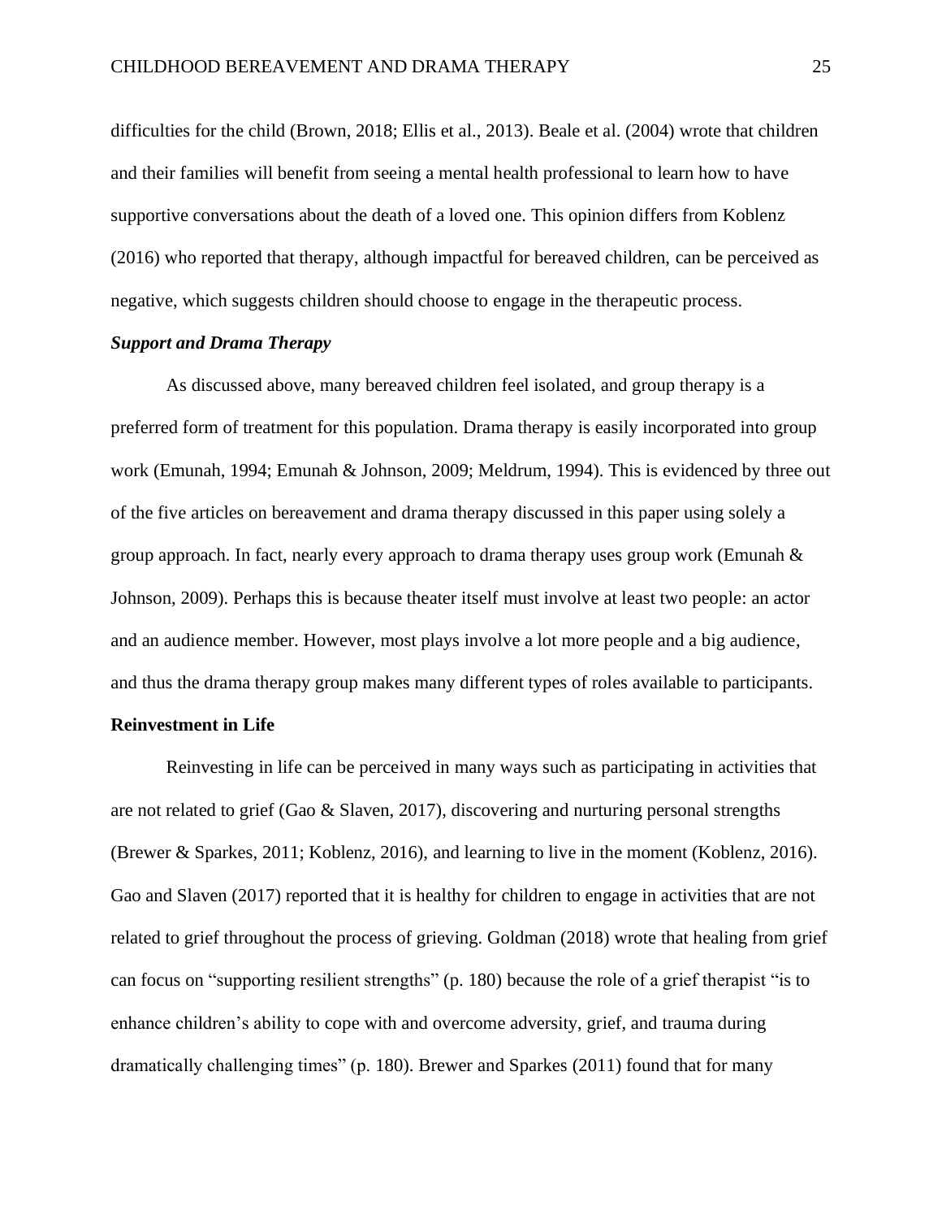difficulties for the child (Brown, 2018; Ellis et al., 2013). Beale et al. (2004) wrote that children and their families will benefit from seeing a mental health professional to learn how to have supportive conversations about the death of a loved one. This opinion differs from Koblenz (2016) who reported that therapy, although impactful for bereaved children, can be perceived as negative, which suggests children should choose to engage in the therapeutic process.

#### *Support and Drama Therapy*

As discussed above, many bereaved children feel isolated, and group therapy is a preferred form of treatment for this population. Drama therapy is easily incorporated into group work (Emunah, 1994; Emunah & Johnson, 2009; Meldrum, 1994). This is evidenced by three out of the five articles on bereavement and drama therapy discussed in this paper using solely a group approach. In fact, nearly every approach to drama therapy uses group work (Emunah & Johnson, 2009). Perhaps this is because theater itself must involve at least two people: an actor and an audience member. However, most plays involve a lot more people and a big audience, and thus the drama therapy group makes many different types of roles available to participants.

### **Reinvestment in Life**

Reinvesting in life can be perceived in many ways such as participating in activities that are not related to grief (Gao & Slaven, 2017), discovering and nurturing personal strengths (Brewer & Sparkes, 2011; Koblenz, 2016), and learning to live in the moment (Koblenz, 2016). Gao and Slaven (2017) reported that it is healthy for children to engage in activities that are not related to grief throughout the process of grieving. Goldman (2018) wrote that healing from grief can focus on "supporting resilient strengths" (p. 180) because the role of a grief therapist "is to enhance children's ability to cope with and overcome adversity, grief, and trauma during dramatically challenging times" (p. 180). Brewer and Sparkes (2011) found that for many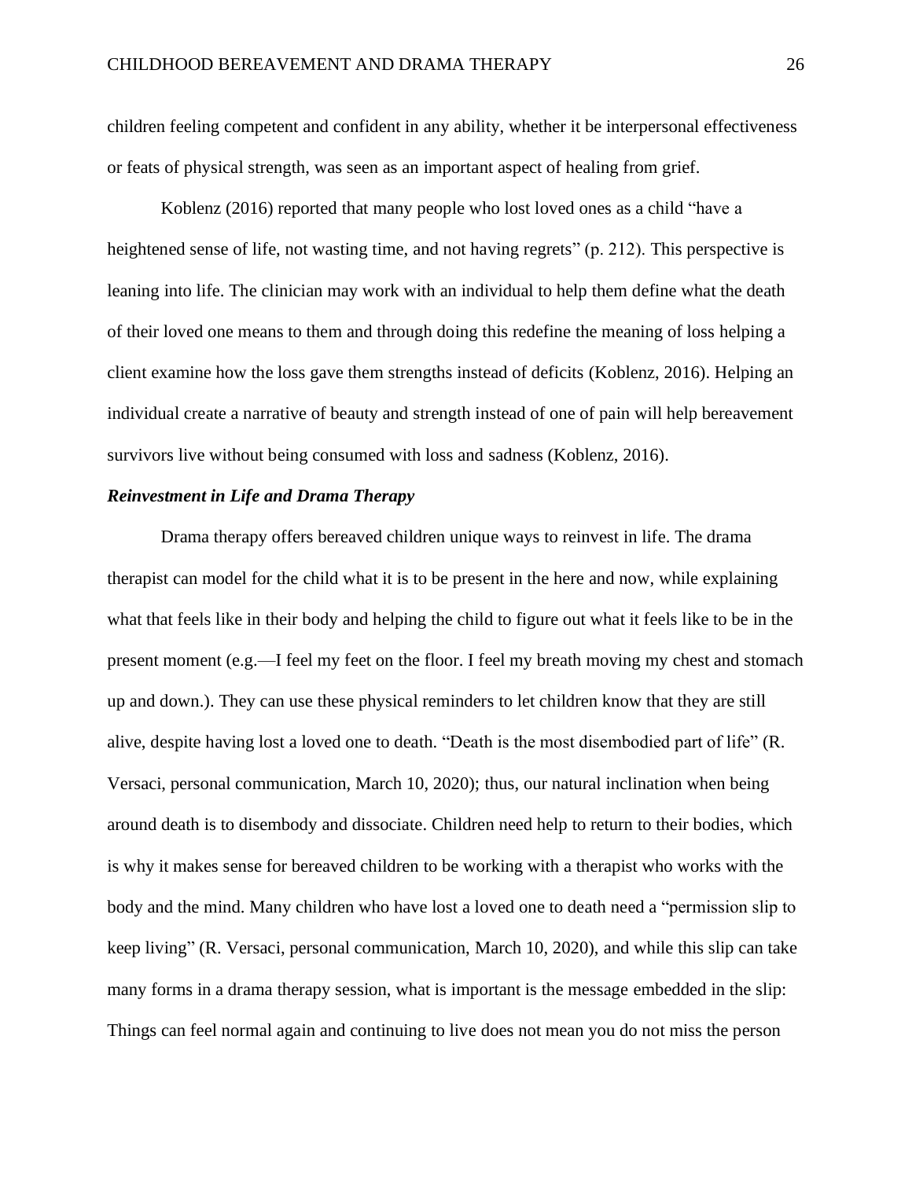children feeling competent and confident in any ability, whether it be interpersonal effectiveness or feats of physical strength, was seen as an important aspect of healing from grief.

Koblenz (2016) reported that many people who lost loved ones as a child "have a heightened sense of life, not wasting time, and not having regrets" (p. 212). This perspective is leaning into life. The clinician may work with an individual to help them define what the death of their loved one means to them and through doing this redefine the meaning of loss helping a client examine how the loss gave them strengths instead of deficits (Koblenz, 2016). Helping an individual create a narrative of beauty and strength instead of one of pain will help bereavement survivors live without being consumed with loss and sadness (Koblenz, 2016).

### *Reinvestment in Life and Drama Therapy*

Drama therapy offers bereaved children unique ways to reinvest in life. The drama therapist can model for the child what it is to be present in the here and now, while explaining what that feels like in their body and helping the child to figure out what it feels like to be in the present moment (e.g.—I feel my feet on the floor. I feel my breath moving my chest and stomach up and down.). They can use these physical reminders to let children know that they are still alive, despite having lost a loved one to death. "Death is the most disembodied part of life" (R. Versaci, personal communication, March 10, 2020); thus, our natural inclination when being around death is to disembody and dissociate. Children need help to return to their bodies, which is why it makes sense for bereaved children to be working with a therapist who works with the body and the mind. Many children who have lost a loved one to death need a "permission slip to keep living" (R. Versaci, personal communication, March 10, 2020), and while this slip can take many forms in a drama therapy session, what is important is the message embedded in the slip: Things can feel normal again and continuing to live does not mean you do not miss the person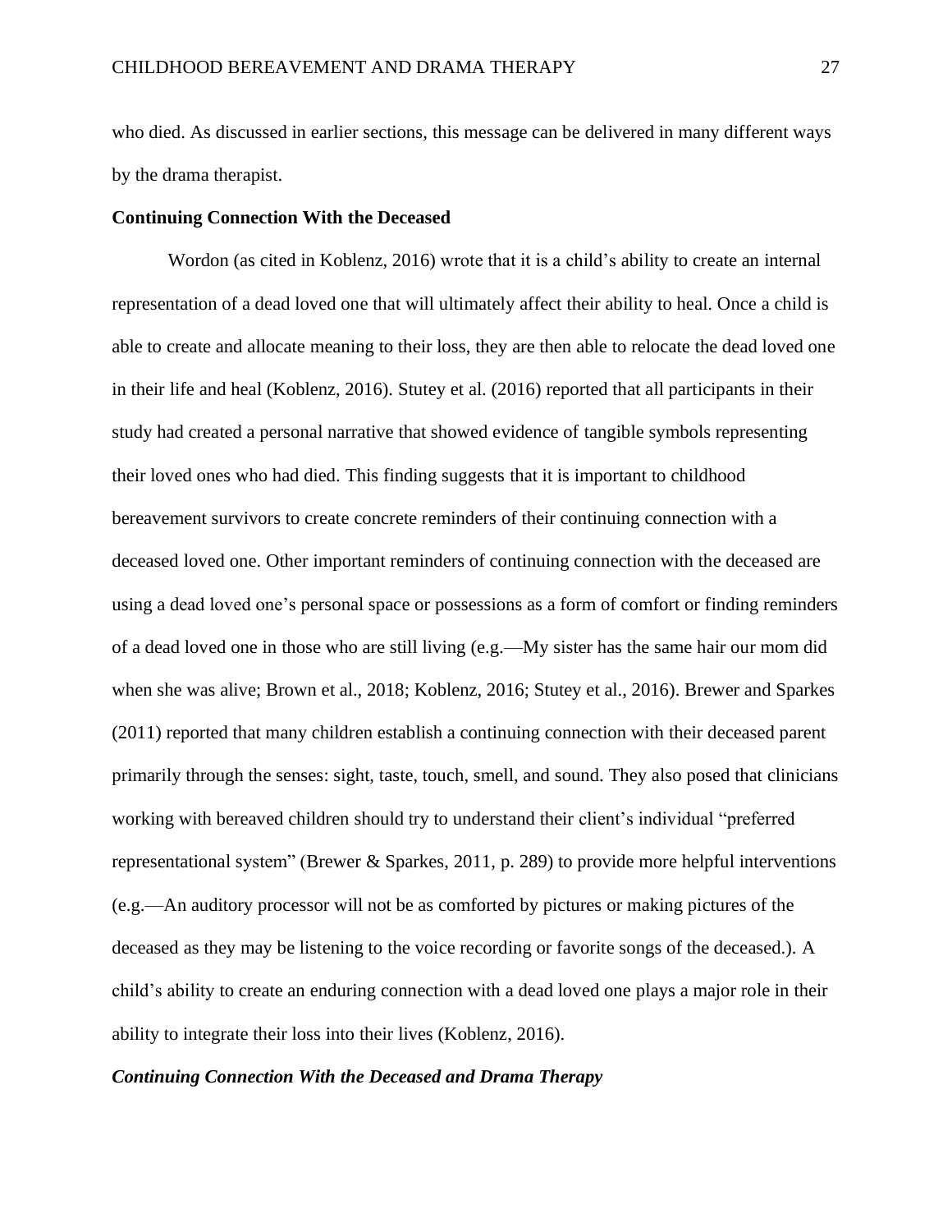who died. As discussed in earlier sections, this message can be delivered in many different ways by the drama therapist.

## Continuing Connection With the Deceased

Wordon (as cited in Koblenz, 2016) wrote that it is a child's ability to create an internal representation of a dead loved one that will ultimately affect their ability to heal. Once a child is able to create and allocate meaning to their loss, they are then able to relocate the dead loved one in their life and heal (Koblenz, 2016). Stutey et al. (2016) reported that all participants in their study had created a personal narrative that showed evidence of tangible symbols representing their loved ones who had died. This finding suggests that it is important to childhood bereavement survivors to create concrete reminders of their continuing connection with a deceased loved one. Other important reminders of continuing connection with the deceased are using a dead loved one's personal space or possessions as a form of comfort or finding reminders of a dead loved one in those who are still living (e.g.—My sister has the same hair our mom did when she was alive; Brown et al., 2018; Koblenz, 2016; Stutey et al., 2016). Brewer and Sparkes (2011) reported that many children establish a continuing connection with their deceased parent primarily through the senses: sight, taste, touch, smell, and sound. They also posed that clinicians working with bereaved children should try to understand their client's individual "preferred representational system" (Brewer & Sparkes, 2011, p. 289) to provide more helpful interventions (e.g.—An auditory processor will not be as comforted by pictures or making pictures of the deceased as they may be listening to the voice recording or favorite songs of the deceased.). A child's ability to create an enduring connection with a dead loved one plays a major role in their ability to integrate their loss into their lives (Koblenz, 2016).

### *Continuing Connection With the Deceased and Drama Therapy*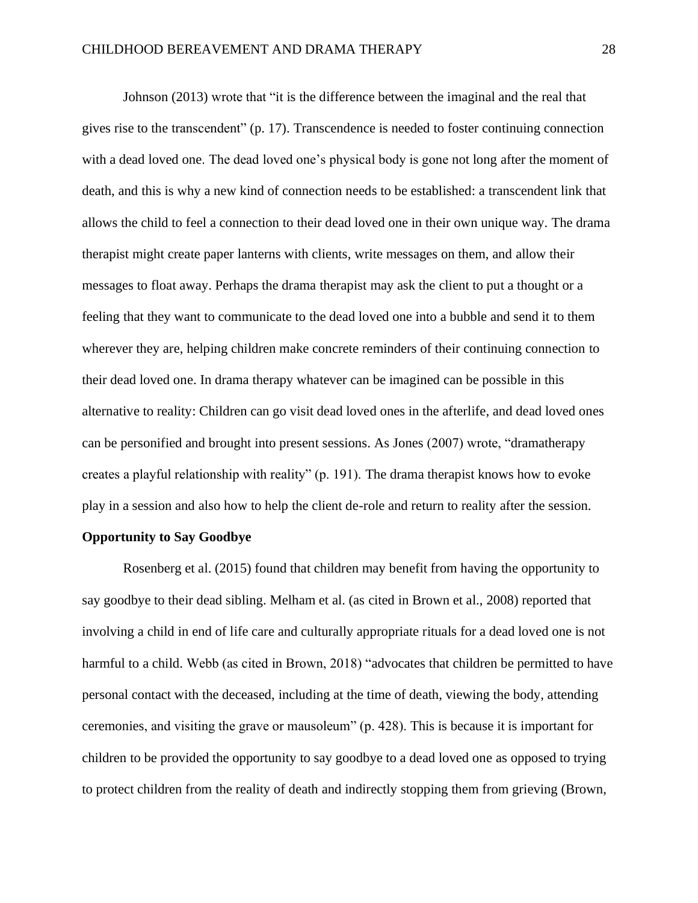Johnson (2013) wrote that "it is the difference between the imaginal and the real that gives rise to the transcendent" (p. 17). Transcendence is needed to foster continuing connection with a dead loved one. The dead loved one's physical body is gone not long after the moment of death, and this is why a new kind of connection needs to be established: a transcendent link that allows the child to feel a connection to their dead loved one in their own unique way. The drama therapist might create paper lanterns with clients, write messages on them, and allow their messages to float away. Perhaps the drama therapist may ask the client to put a thought or a feeling that they want to communicate to the dead loved one into a bubble and send it to them wherever they are, helping children make concrete reminders of their continuing connection to their dead loved one. In drama therapy whatever can be imagined can be possible in this alternative to reality: Children can go visit dead loved ones in the afterlife, and dead loved ones can be personified and brought into present sessions. As Jones (2007) wrote, "dramatherapy creates a playful relationship with reality" (p. 191). The drama therapist knows how to evoke play in a session and also how to help the client de-role and return to reality after the session.

**Opportunity to Say Goodbye**

Rosenberg et al. (2015) found that children may benefit from having the opportunity to say goodbye to their dead sibling. Melham et al. (as cited in Brown et al., 2008) reported that involving a child in end of life care and culturally appropriate rituals for a dead loved one is not harmful to a child. Webb (as cited in Brown, 2018) "advocates that children be permitted to have personal contact with the deceased, including at the time of death, viewing the body, attending ceremonies, and visiting the grave or mausoleum" (p. 428). This is because it is important for children to be provided the opportunity to say goodbye to a dead loved one as opposed to trying to protect children from the reality of death and indirectly stopping them from grieving (Brown,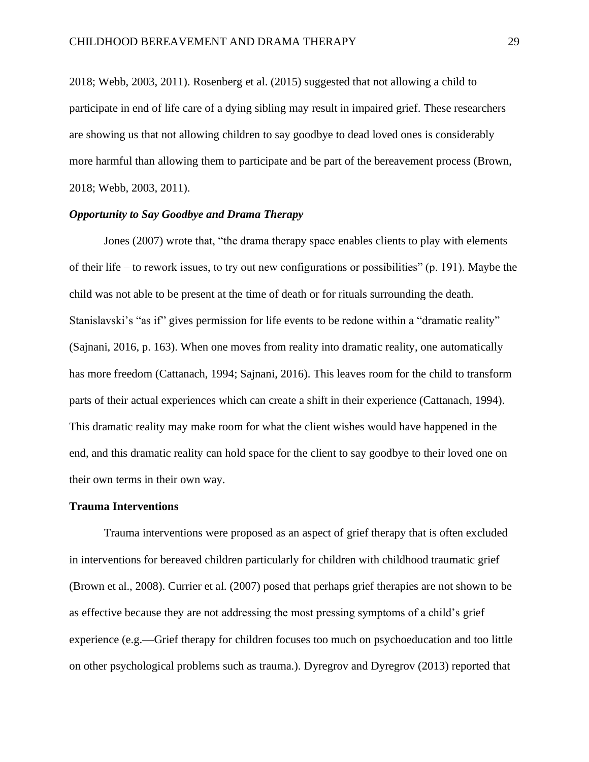2018; Webb, 2003, 2011). Rosenberg et al. (2015) suggested that not allowing a child to participate in end of life care of a dying sibling may result in impaired grief. These researchers are showing us that not allowing children to say goodbye to dead loved ones is considerably more harmful than allowing them to participate and be part of the bereavement process (Brown, 2018; Webb, 2003, 2011).

### *Opportunity to Say Goodbye and Drama Therapy*

Jones (2007) wrote that, "the drama therapy space enables clients to play with elements of their life – to rework issues, to try out new configurations or possibilities" (p. 191). Maybe the child was not able to be present at the time of death or for rituals surrounding the death. Stanislavski's "as if" gives permission for life events to be redone within a "dramatic reality" (Sajnani, 2016, p. 163). When one moves from reality into dramatic reality, one automatically has more freedom (Cattanach, 1994; Sajnani, 2016). This leaves room for the child to transform parts of their actual experiences which can create a shift in their experience (Cattanach, 1994). This dramatic reality may make room for what the client wishes would have happened in the end, and this dramatic reality can hold space for the client to say goodbye to their loved one on their own terms in their own way.

## Trauma Interventions

Trauma interventions were proposed as an aspect of grief therapy that is often excluded in interventions for bereaved children particularly for children with childhood traumatic grief (Brown et al., 2008). Currier et al. (2007) posed that perhaps grief therapies are not shown to be as effective because they are not addressing the most pressing symptoms of a child's grief experience (e.g.—Grief therapy for children focuses too much on psychoeducation and too little on other psychological problems such as trauma.). Dyregrov and Dyregrov (2013) reported that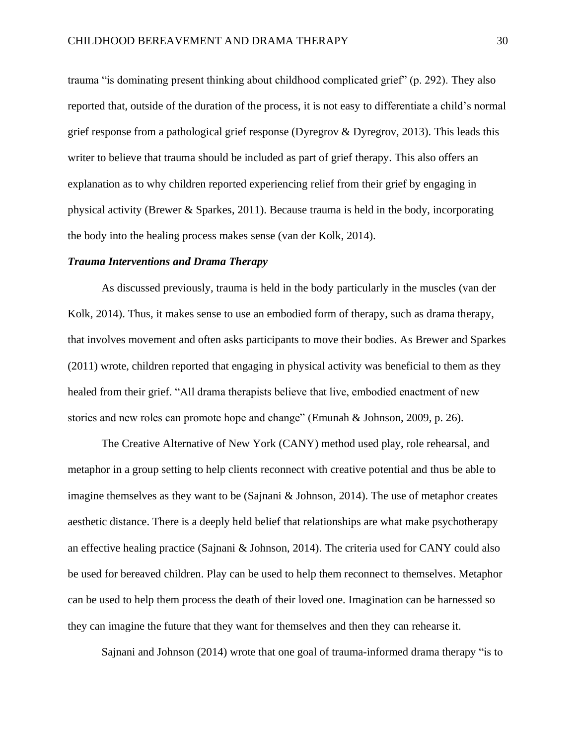trauma "is dominating present thinking about childhood complicated grief" (p. 292). They also reported that, outside of the duration of the process, it is not easy to differentiate a child's normal grief response from a pathological grief response (Dyregrov & Dyregrov, 2013). This leads this writer to believe that trauma should be included as part of grief therapy. This also offers an explanation as to why children reported experiencing relief from their grief by engaging in physical activity (Brewer & Sparkes, 2011). Because trauma is held in the body, incorporating the body into the healing process makes sense (van der Kolk, 2014).

### *Trauma Interventions and Drama Therapy*

As discussed previously, trauma is held in the body particularly in the muscles (van der Kolk, 2014). Thus, it makes sense to use an embodied form of therapy, such as drama therapy, that involves movement and often asks participants to move their bodies. As Brewer and Sparkes (2011) wrote, children reported that engaging in physical activity was beneficial to them as they healed from their grief. "All drama therapists believe that live, embodied enactment of new stories and new roles can promote hope and change" (Emunah & Johnson, 2009, p. 26).

The Creative Alternative of New York (CANY) method used play, role rehearsal, and metaphor in a group setting to help clients reconnect with creative potential and thus be able to imagine themselves as they want to be (Sajnani & Johnson, 2014). The use of metaphor creates aesthetic distance. There is a deeply held belief that relationships are what make psychotherapy an effective healing practice (Sajnani & Johnson, 2014). The criteria used for CANY could also be used for bereaved children. Play can be used to help them reconnect to themselves. Metaphor can be used to help them process the death of their loved one. Imagination can be harnessed so they can imagine the future that they want for themselves and then they can rehearse it.

Sajnani and Johnson (2014) wrote that one goal of trauma-informed drama therapy "is to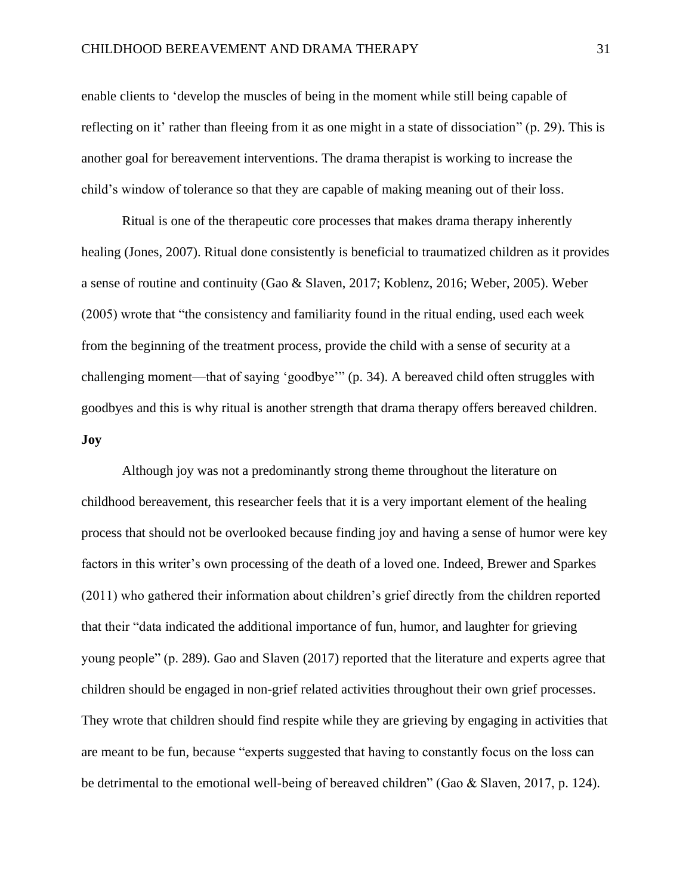enable clients to 'develop the muscles of being in the moment while still being capable of reflecting on it' rather than fleeing from it as one might in a state of dissociation" (p. 29). This is another goal for bereavement interventions. The drama therapist is working to increase the child's window of tolerance so that they are capable of making meaning out of their loss.

Ritual is one of the therapeutic core processes that makes drama therapy inherently healing (Jones, 2007). Ritual done consistently is beneficial to traumatized children as it provides a sense of routine and continuity (Gao & Slaven, 2017; Koblenz, 2016; Weber, 2005). Weber (2005) wrote that "the consistency and familiarity found in the ritual ending, used each week from the beginning of the treatment process, provide the child with a sense of security at a challenging moment—that of saying 'goodbye'" (p. 34). A bereaved child often struggles with goodbyes and this is why ritual is another strength that drama therapy offers bereaved children.

**Joy**

Although joy was not a predominantly strong theme throughout the literature on childhood bereavement, this researcher feels that it is a very important element of the healing process that should not be overlooked because finding joy and having a sense of humor were key factors in this writer's own processing of the death of a loved one. Indeed, Brewer and Sparkes (2011) who gathered their information about children's grief directly from the children reported that their "data indicated the additional importance of fun, humor, and laughter for grieving young people" (p. 289). Gao and Slaven (2017) reported that the literature and experts agree that children should be engaged in non-grief related activities throughout their own grief processes. They wrote that children should find respite while they are grieving by engaging in activities that are meant to be fun, because "experts suggested that having to constantly focus on the loss can be detrimental to the emotional well-being of bereaved children" (Gao & Slaven, 2017, p. 124).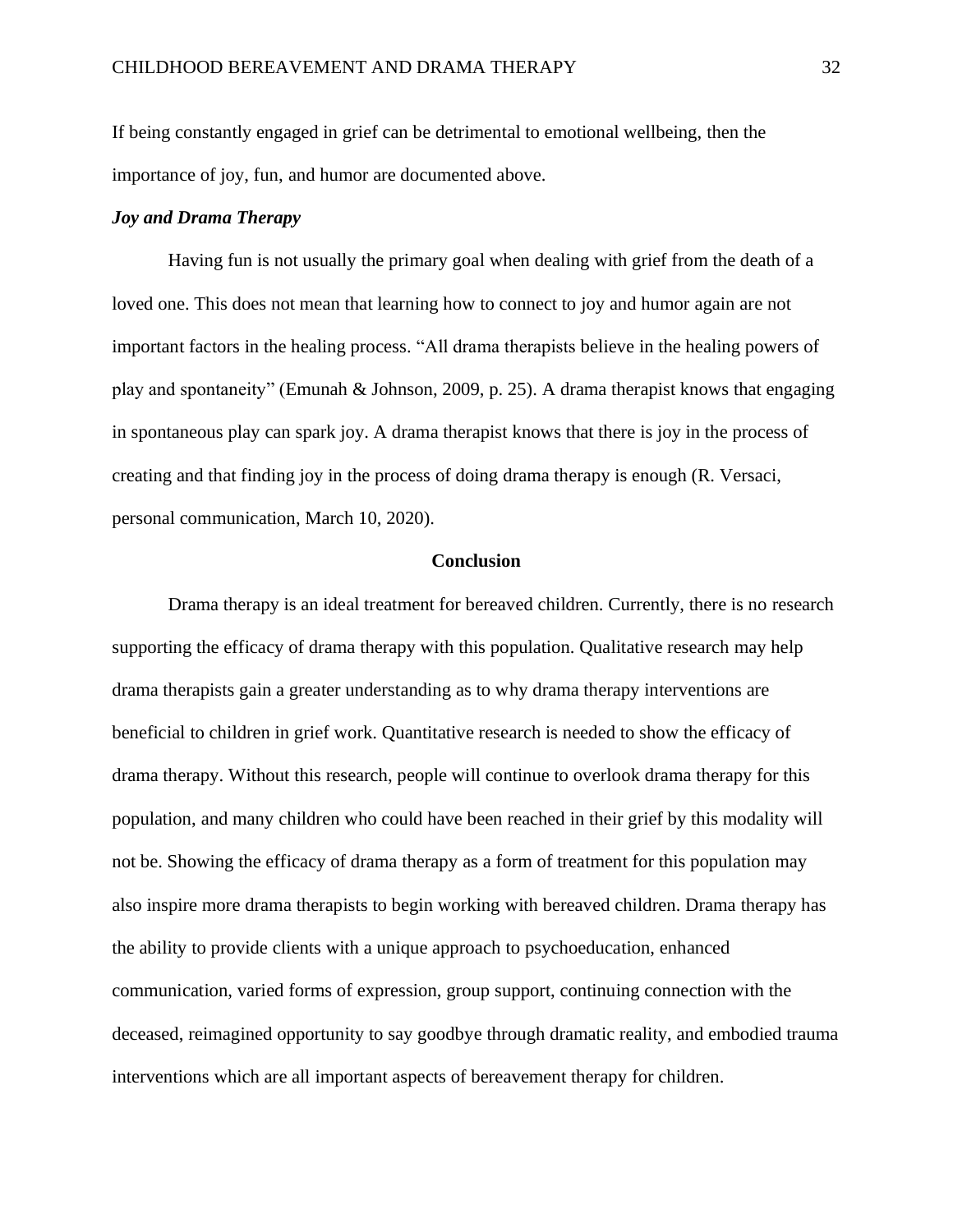If being constantly engaged in grief can be detrimental to emotional wellbeing, then the importance of joy, fun, and humor are documented above.

### *Joy and Drama Therapy*

Having fun is not usually the primary goal when dealing with grief from the death of a loved one. This does not mean that learning how to connect to joy and humor again are not important factors in the healing process. "All drama therapists believe in the healing powers of play and spontaneity" (Emunah & Johnson, 2009, p. 25). A drama therapist knows that engaging in spontaneous play can spark joy. A drama therapist knows that there is joy in the process of creating and that finding joy in the process of doing drama therapy is enough (R. Versaci, personal communication, March 10, 2020).

## Conclusion

Drama therapy is an ideal treatment for bereaved children. Currently, there is no research supporting the efficacy of drama therapy with this population. Qualitative research may help drama therapists gain a greater understanding as to why drama therapy interventions are beneficial to children in grief work. Quantitative research is needed to show the efficacy of drama therapy. Without this research, people will continue to overlook drama therapy for this population, and many children who could have been reached in their grief by this modality will not be. Showing the efficacy of drama therapy as a form of treatment for this population may also inspire more drama therapists to begin working with bereaved children. Drama therapy has the ability to provide clients with a unique approach to psychoeducation, enhanced communication, varied forms of expression, group support, continuing connection with the deceased, reimagined opportunity to say goodbye through dramatic reality, and embodied trauma interventions which are all important aspects of bereavement therapy for children.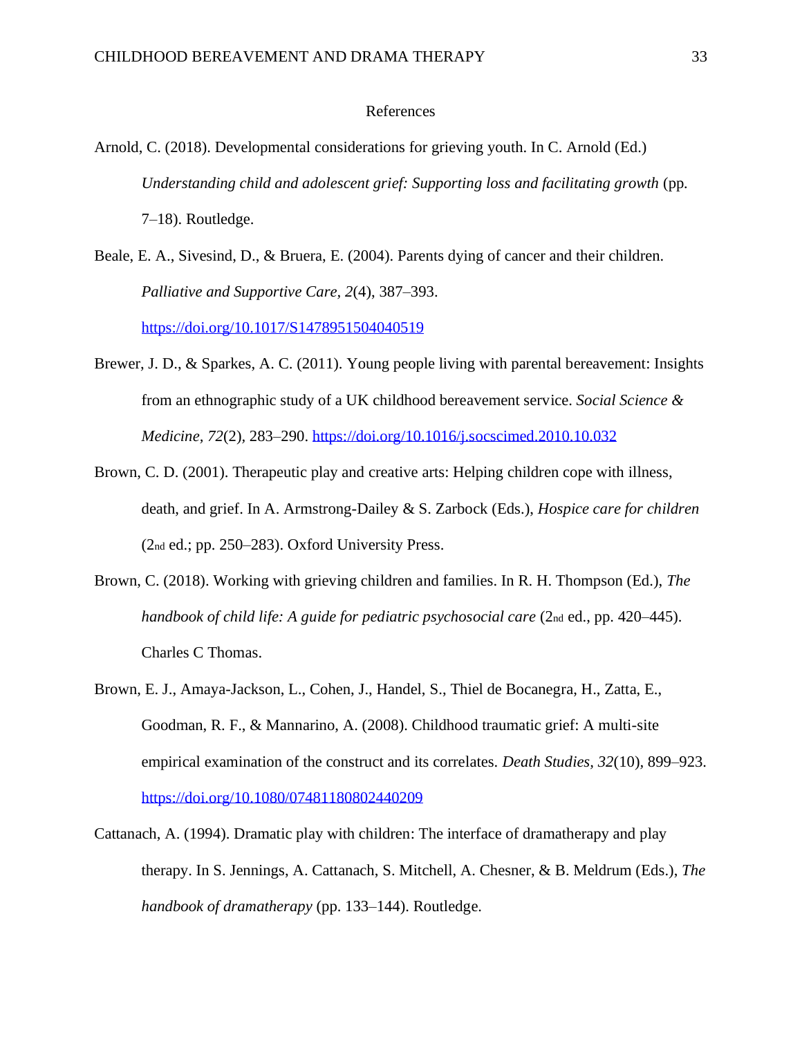# References

Arnold, C. (2018). Developmental considerations for grieving youth. In C. Arnold (Ed.) *Understanding child and adolescent grief: Supporting loss and facilitating growth* (pp. 7–18). Routledge.

Beale, E. A., Sivesind, D., & Bruera, E. (2004). Parents dying of cancer and their children. *Palliative and Supportive Care, 2*(4), 387–393. https://doi.org/10.1017/S1478951504040519

Brewer, J. D., & Sparkes, A. C. (2011). Young people living with parental bereavement: Insights from an ethnographic study of a UK childhood bereavement service. *Social Science & Medicine, 72*(2), 283–290. https://doi.org/10.1016/j.socscimed.2010.10.032

Brown, C. D. (2001). Therapeutic play and creative arts: Helping children cope with illness, death, and grief. In A. Armstrong-Dailey & S. Zarbock (Eds.), *Hospice care for children* (2nd ed.; pp. 250–283). Oxford University Press.

Brown, C. (2018). Working with grieving children and families. In R. H. Thompson (Ed.), *The handbook of child life: A guide for pediatric psychosocial care* (2nd ed., pp. 420–445). Charles C Thomas.

Brown, E. J., Amaya-Jackson, L., Cohen, J., Handel, S., Thiel de Bocanegra, H., Zatta, E., Goodman, R. F., & Mannarino, A. (2008). Childhood traumatic grief: A multi-site empirical examination of the construct and its correlates. *Death Studies, 32*(10), 899–923. https://doi.org/10.1080/07481180802440209

Cattanach, A. (1994). Dramatic play with children: The interface of dramatherapy and play therapy. In S. Jennings, A. Cattanach, S. Mitchell, A. Chesner, & B. Meldrum (Eds.), *The handbook of dramatherapy* (pp. 133–144). Routledge.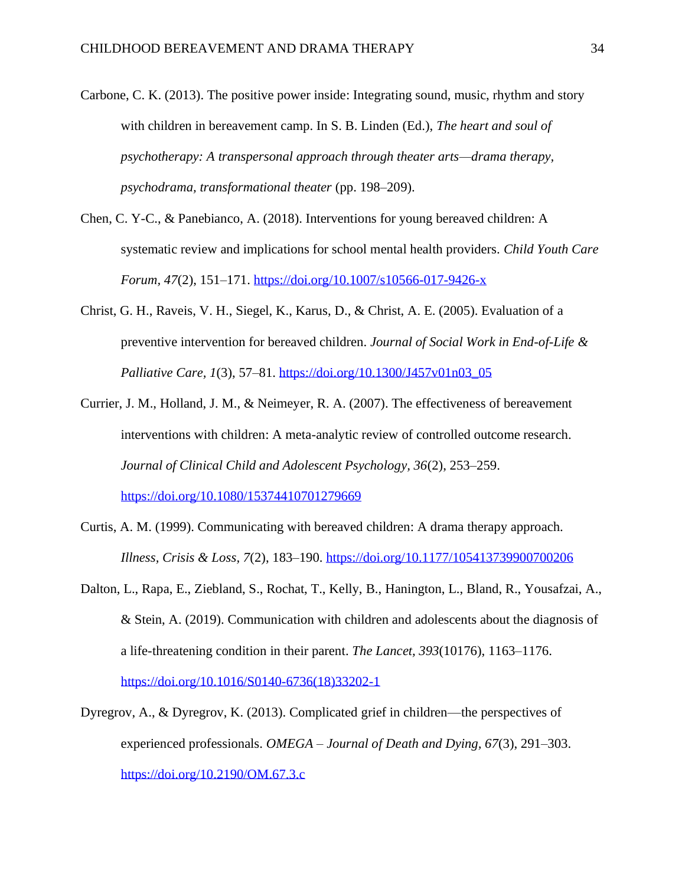Carbone, C. K. (2013). The positive power inside: Integrating sound, music, rhythm and story with children in bereavement camp. In S. B. Linden (Ed.), *The heart and soul of psychotherapy: A transpersonal approach through theater arts—drama therapy, psychodrama, transformational theater* (pp. 198–209).

Chen, C. Y-C., & Panebianco, A. (2018). Interventions for young bereaved children: A systematic review and implications for school mental health providers. *Child Youth Care Forum, 47*(2), 151–171. https://doi.org/10.1007/s10566-017-9426-x

Christ, G. H., Raveis, V. H., Siegel, K., Karus, D., & Christ, A. E. (2005). Evaluation of a preventive intervention for bereaved children. *Journal of Social Work in End-of-Life & Palliative Care, 1*(3), 57–81. https://doi.org/10.1300/J457v01n03_05

Currier, J. M., Holland, J. M., & Neimeyer, R. A. (2007). The effectiveness of bereavement interventions with children: A meta-analytic review of controlled outcome research. *Journal of Clinical Child and Adolescent Psychology, 36*(2), 253–259. https://doi.org/10.1080/15374410701279669

Curtis, A. M. (1999). Communicating with bereaved children: A drama therapy approach. *Illness, Crisis & Loss, 7*(2), 183–190. https://doi.org/10.1177/105413739900700206

Dalton, L., Rapa, E., Ziebland, S., Rochat, T., Kelly, B., Hanington, L., Bland, R., Yousafzai, A., & Stein, A. (2019). Communication with children and adolescents about the diagnosis of a life-threatening condition in their parent. *The Lancet, 393*(10176), 1163–1176. https://doi.org/10.1016/S0140-6736(18)33202-1

Dyregrov, A., & Dyregrov, K. (2013). Complicated grief in children—the perspectives of experienced professionals. *OMEGA – Journal of Death and Dying, 67*(3), 291–303. https://doi.org/10.2190/OM.67.3.c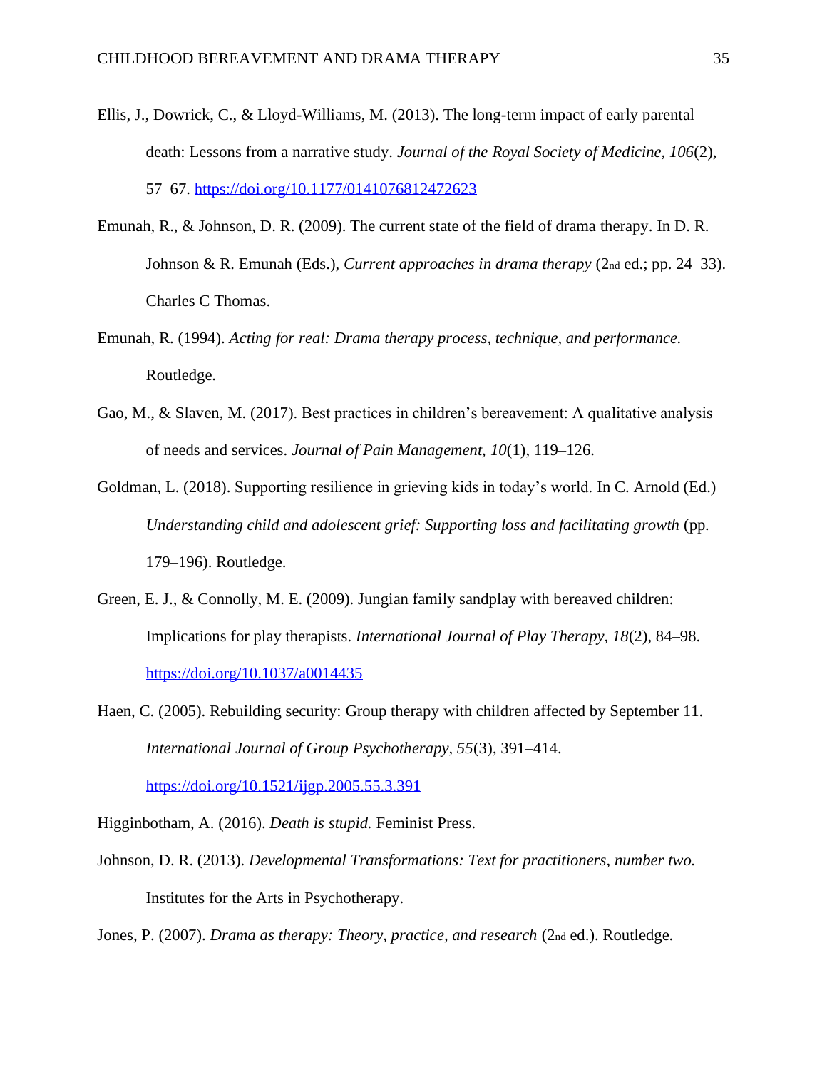Ellis, J., Dowrick, C., & Lloyd-Williams, M. (2013). The long-term impact of early parental death: Lessons from a narrative study. *Journal of the Royal Society of Medicine, 106*(2), 57–67. https://doi.org/10.1177/0141076812472623

Emunah, R., & Johnson, D. R. (2009). The current state of the field of drama therapy. In D. R. Johnson & R. Emunah (Eds.), *Current approaches in drama therapy* (2nd ed.; pp. 24–33). Charles C Thomas.

Emunah, R. (1994). *Acting for real: Drama therapy process, technique, and performance.* Routledge.

Gao, M., & Slaven, M. (2017). Best practices in children's bereavement: A qualitative analysis of needs and services. *Journal of Pain Management, 10*(1), 119–126.

Goldman, L. (2018). Supporting resilience in grieving kids in today's world. In C. Arnold (Ed.) *Understanding child and adolescent grief: Supporting loss and facilitating growth* (pp. 179–196). Routledge.

Green, E. J., & Connolly, M. E. (2009). Jungian family sandplay with bereaved children: Implications for play therapists. *International Journal of Play Therapy, 18*(2), 84–98. https://doi.org/10.1037/a0014435

Haen, C. (2005). Rebuilding security: Group therapy with children affected by September 11. *International Journal of Group Psychotherapy, 55*(3), 391–414. https://doi.org/10.1521/ijgp.2005.55.3.391

Higginbotham, A. (2016). *Death is stupid.* Feminist Press.

Johnson, D. R. (2013). *Developmental Transformations: Text for practitioners, number two.* Institutes for the Arts in Psychotherapy.

Jones, P. (2007). *Drama as therapy: Theory, practice, and research* (2nd ed.). Routledge.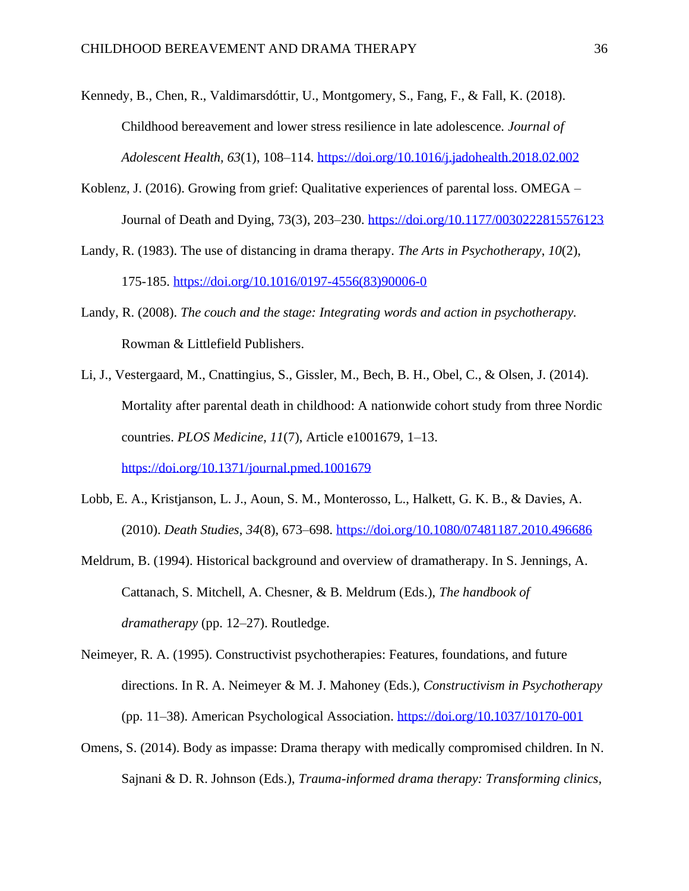Kennedy, B., Chen, R., Valdimarsdóttir, U., Montgomery, S., Fang, F., & Fall, K. (2018). Childhood bereavement and lower stress resilience in late adolescence. *Journal of Adolescent Health, 63*(1), 108–114. https://doi.org/10.1016/j.jadohealth.2018.02.002

Koblenz, J. (2016). Growing from grief: Qualitative experiences of parental loss. OMEGA – Journal of Death and Dying, 73(3), 203–230. https://doi.org/10.1177/0030222815576123

Landy, R. (1983). The use of distancing in drama therapy. *The Arts in Psychotherapy*, *10*(2), 175-185. https://doi.org/10.1016/0197-4556(83)90006-0

Landy, R. (2008). *The couch and the stage: Integrating words and action in psychotherapy.* Rowman & Littlefield Publishers.

Li, J., Vestergaard, M., Cnattingius, S., Gissler, M., Bech, B. H., Obel, C., & Olsen, J. (2014). Mortality after parental death in childhood: A nationwide cohort study from three Nordic countries. *PLOS Medicine, 11*(7), Article e1001679, 1–13. https://doi.org/10.1371/journal.pmed.1001679

Lobb, E. A., Kristjanson, L. J., Aoun, S. M., Monterosso, L., Halkett, G. K. B., & Davies, A. (2010). *Death Studies, 34*(8), 673–698. https://doi.org/10.1080/07481187.2010.496686

Meldrum, B. (1994). Historical background and overview of dramatherapy. In S. Jennings, A. Cattanach, S. Mitchell, A. Chesner, & B. Meldrum (Eds.), *The handbook of dramatherapy* (pp. 12–27). Routledge.

Neimeyer, R. A. (1995). Constructivist psychotherapies: Features, foundations, and future directions. In R. A. Neimeyer & M. J. Mahoney (Eds.), *Constructivism in Psychotherapy* (pp. 11–38). American Psychological Association. https://doi.org/10.1037/10170-001

Omens, S. (2014). Body as impasse: Drama therapy with medically compromised children. In N. Sajnani & D. R. Johnson (Eds.), *Trauma-informed drama therapy: Transforming clinics,*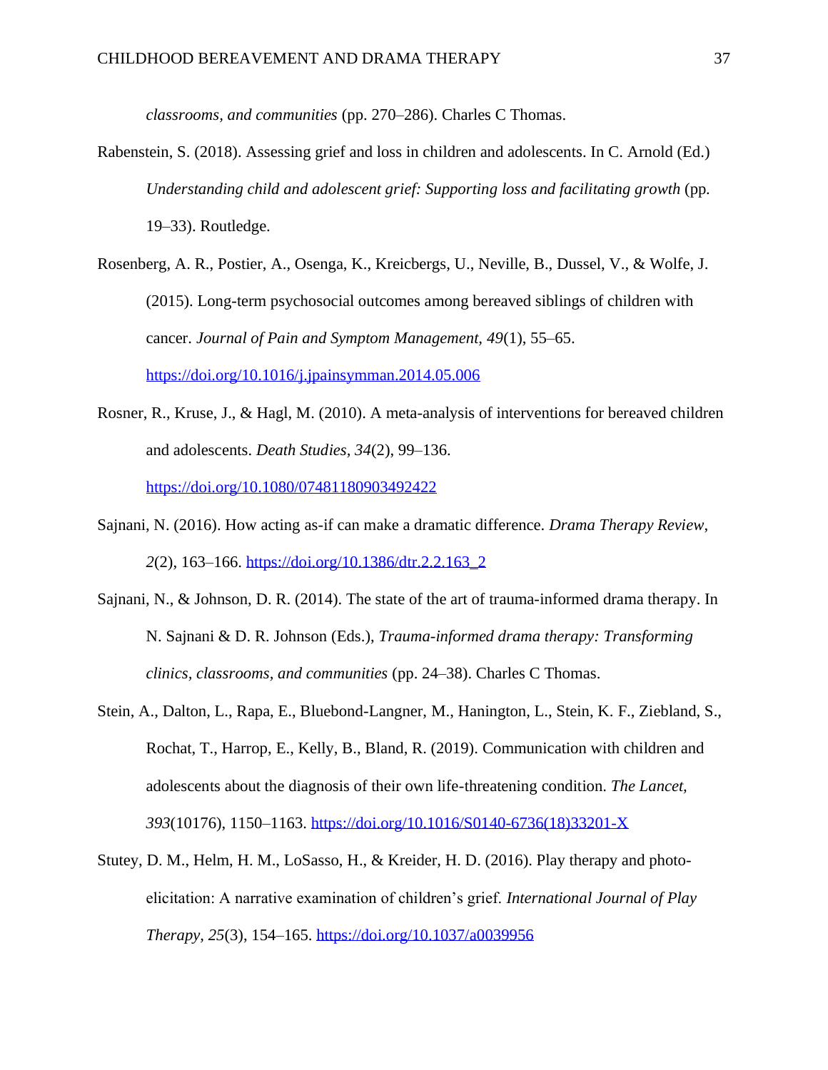*classrooms, and communities* (pp. 270–286). Charles C Thomas.

Rabenstein, S. (2018). Assessing grief and loss in children and adolescents. In C. Arnold (Ed.) *Understanding child and adolescent grief: Supporting loss and facilitating growth* (pp. 19–33). Routledge.

Rosenberg, A. R., Postier, A., Osenga, K., Kreicbergs, U., Neville, B., Dussel, V., & Wolfe, J. (2015). Long-term psychosocial outcomes among bereaved siblings of children with cancer. *Journal of Pain and Symptom Management, 49*(1), 55–65. https://doi.org/10.1016/j.jpainsymman.2014.05.006

Rosner, R., Kruse, J., & Hagl, M. (2010). A meta-analysis of interventions for bereaved children and adolescents. *Death Studies, 34*(2), 99–136. https://doi.org/10.1080/07481180903492422

Sajnani, N. (2016). How acting as-if can make a dramatic difference. *Drama Therapy Review*, *2*(2), 163–166. https://doi.org/10.1386/dtr.2.2.163_2

Sajnani, N., & Johnson, D. R. (2014). The state of the art of trauma-informed drama therapy. In N. Sajnani & D. R. Johnson (Eds.), *Trauma-informed drama therapy: Transforming clinics, classrooms, and communities* (pp. 24–38). Charles C Thomas.

Stein, A., Dalton, L., Rapa, E., Bluebond-Langner, M., Hanington, L., Stein, K. F., Ziebland, S., Rochat, T., Harrop, E., Kelly, B., Bland, R. (2019). Communication with children and adolescents about the diagnosis of their own life-threatening condition. *The Lancet, 393*(10176), 1150–1163. https://doi.org/10.1016/S0140-6736(18)33201-X

Stutey, D. M., Helm, H. M., LoSasso, H., & Kreider, H. D. (2016). Play therapy and photo-elicitation: A narrative examination of children's grief. *International Journal of Play Therapy*, *25*(3), 154–165. https://doi.org/10.1037/a0039956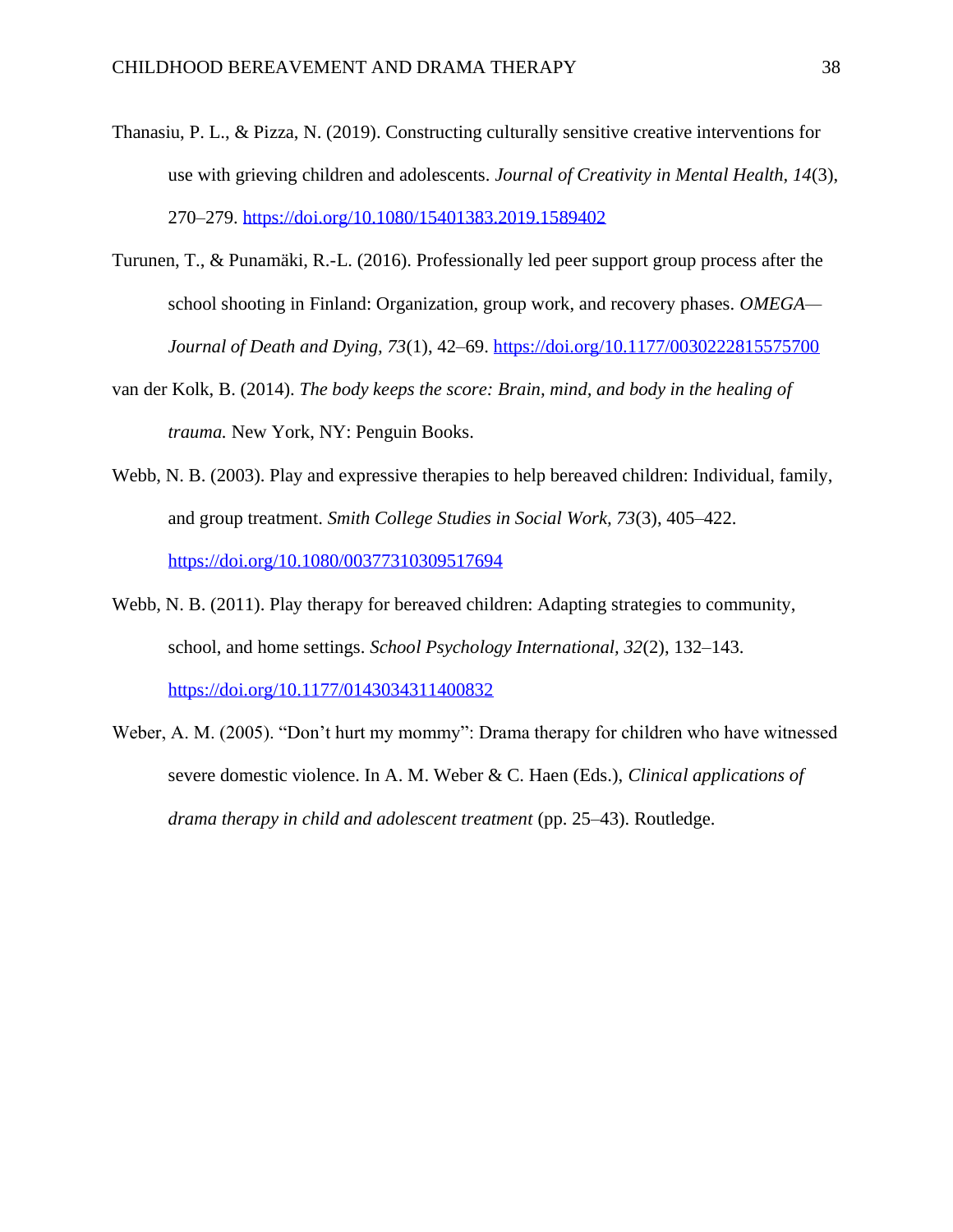Thanasiu, P. L., & Pizza, N. (2019). Constructing culturally sensitive creative interventions for use with grieving children and adolescents. *Journal of Creativity in Mental Health, 14*(3), 270–279. https://doi.org/10.1080/15401383.2019.1589402

Turunen, T., & Punamäki, R.-L. (2016). Professionally led peer support group process after the school shooting in Finland: Organization, group work, and recovery phases. *OMEGA—Journal of Death and Dying, 73*(1), 42–69. https://doi.org/10.1177/0030222815575700

van der Kolk, B. (2014). *The body keeps the score: Brain, mind, and body in the healing of trauma.* New York, NY: Penguin Books.

Webb, N. B. (2003). Play and expressive therapies to help bereaved children: Individual, family, and group treatment. *Smith College Studies in Social Work, 73*(3), 405–422. https://doi.org/10.1080/00377310309517694

Webb, N. B. (2011). Play therapy for bereaved children: Adapting strategies to community, school, and home settings. *School Psychology International, 32*(2), 132–143. https://doi.org/10.1177/0143034311400832

Weber, A. M. (2005). "Don't hurt my mommy": Drama therapy for children who have witnessed severe domestic violence. In A. M. Weber & C. Haen (Eds.), *Clinical applications of drama therapy in child and adolescent treatment* (pp. 25–43). Routledge.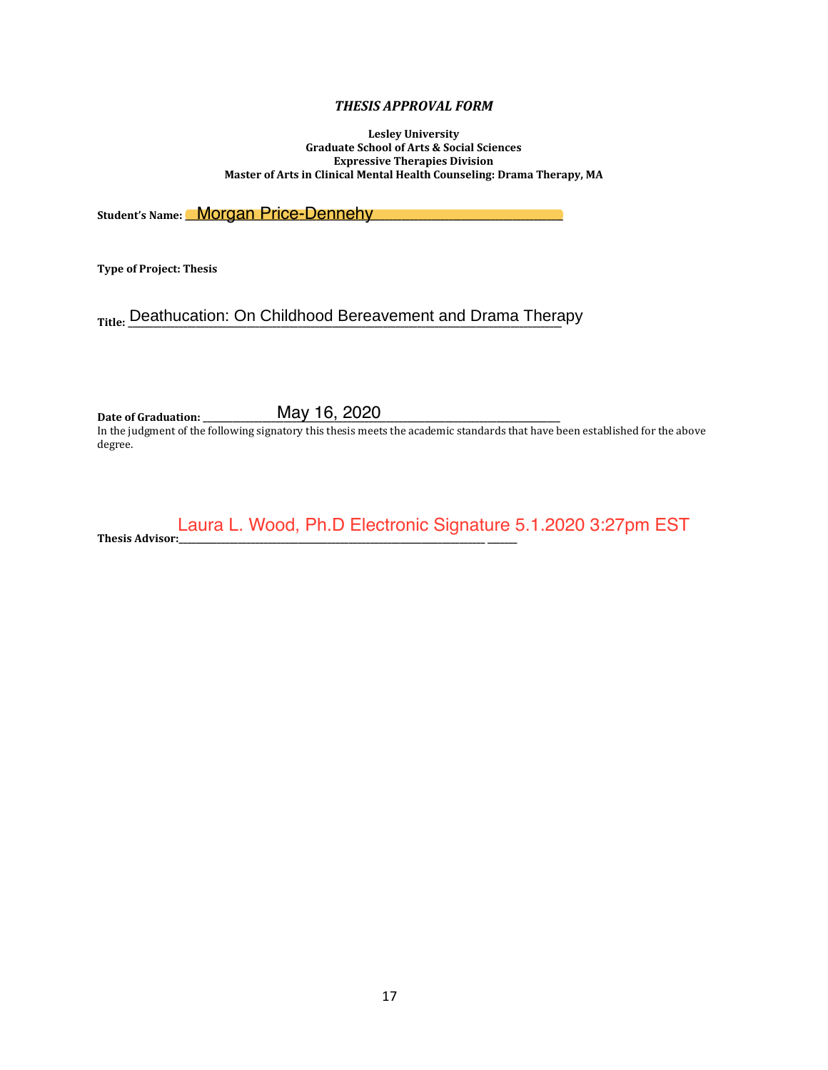***THESIS APPROVAL FORM***

**Lesley University**
**Graduate School of Arts & Social Sciences**
**Expressive Therapies Division**
**Master of Arts in Clinical Mental Health Counseling: Drama Therapy, MA**

**Student's Name:** Morgan Price-Dennehy

**Type of Project: Thesis**

**Title:** Deathucation: On Childhood Bereavement and Drama Therapy

**Date of Graduation:** May 16, 2020

In the judgment of the following signatory this thesis meets the academic standards that have been established for the above degree.

**Thesis Advisor:** Laura L. Wood, Ph.D Electronic Signature 5.1.2020 3:27pm EST